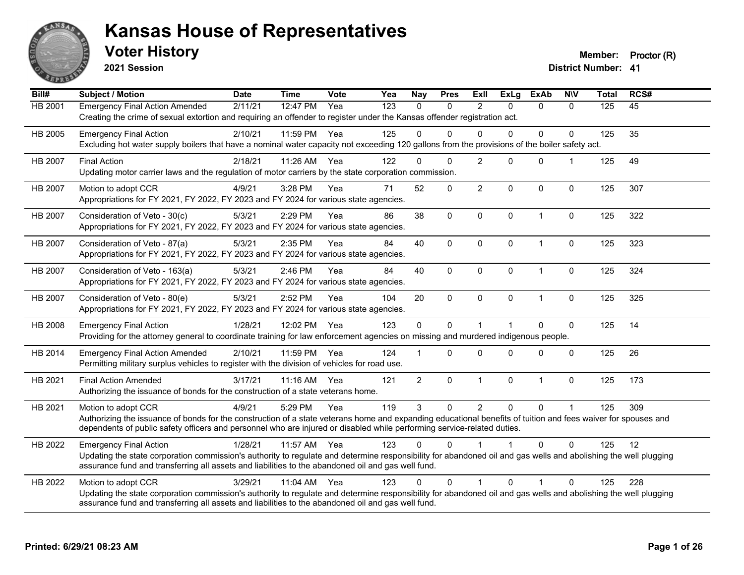# Kansas House of Representatives

## Voter History

**2021 Session**

**Member:** Proctor (R)
**District Number:** 41

| Bill# | Subject / Motion | Date | Time | Vote | Yea | Nay | Pres | ExII | ExLg | ExAb | N\V | Total | RCS# |
|---|---|---|---|---|---|---|---|---|---|---|---|---|---|
| HB 2001 | Emergency Final Action Amended | 2/11/21 | 12:47 PM | Yea | 123 | 0 | 0 | 2 | 0 | 0 | 0 | 125 | 45 |
| | Creating the crime of sexual extortion and requiring an offender to register under the Kansas offender registration act. | | | | | | | | | | | | |
| HB 2005 | Emergency Final Action | 2/10/21 | 11:59 PM | Yea | 125 | 0 | 0 | 0 | 0 | 0 | 0 | 125 | 35 |
| | Excluding hot water supply boilers that have a nominal water capacity not exceeding 120 gallons from the provisions of the boiler safety act. | | | | | | | | | | | | |
| HB 2007 | Final Action | 2/18/21 | 11:26 AM | Yea | 122 | 0 | 0 | 2 | 0 | 0 | 1 | 125 | 49 |
| | Updating motor carrier laws and the regulation of motor carriers by the state corporation commission. | | | | | | | | | | | | |
| HB 2007 | Motion to adopt CCR | 4/9/21 | 3:28 PM | Yea | 71 | 52 | 0 | 2 | 0 | 0 | 0 | 125 | 307 |
| | Appropriations for FY 2021, FY 2022, FY 2023 and FY 2024 for various state agencies. | | | | | | | | | | | | |
| HB 2007 | Consideration of Veto - 30(c) | 5/3/21 | 2:29 PM | Yea | 86 | 38 | 0 | 0 | 0 | 1 | 0 | 125 | 322 |
| | Appropriations for FY 2021, FY 2022, FY 2023 and FY 2024 for various state agencies. | | | | | | | | | | | | |
| HB 2007 | Consideration of Veto - 87(a) | 5/3/21 | 2:35 PM | Yea | 84 | 40 | 0 | 0 | 0 | 1 | 0 | 125 | 323 |
| | Appropriations for FY 2021, FY 2022, FY 2023 and FY 2024 for various state agencies. | | | | | | | | | | | | |
| HB 2007 | Consideration of Veto - 163(a) | 5/3/21 | 2:46 PM | Yea | 84 | 40 | 0 | 0 | 0 | 1 | 0 | 125 | 324 |
| | Appropriations for FY 2021, FY 2022, FY 2023 and FY 2024 for various state agencies. | | | | | | | | | | | | |
| HB 2007 | Consideration of Veto - 80(e) | 5/3/21 | 2:52 PM | Yea | 104 | 20 | 0 | 0 | 0 | 1 | 0 | 125 | 325 |
| | Appropriations for FY 2021, FY 2022, FY 2023 and FY 2024 for various state agencies. | | | | | | | | | | | | |
| HB 2008 | Emergency Final Action | 1/28/21 | 12:02 PM | Yea | 123 | 0 | 0 | 1 | 1 | 0 | 0 | 125 | 14 |
| | Providing for the attorney general to coordinate training for law enforcement agencies on missing and murdered indigenous people. | | | | | | | | | | | | |
| HB 2014 | Emergency Final Action Amended | 2/10/21 | 11:59 PM | Yea | 124 | 1 | 0 | 0 | 0 | 0 | 0 | 125 | 26 |
| | Permitting military surplus vehicles to register with the division of vehicles for road use. | | | | | | | | | | | | |
| HB 2021 | Final Action Amended | 3/17/21 | 11:16 AM | Yea | 121 | 2 | 0 | 1 | 0 | 1 | 0 | 125 | 173 |
| | Authorizing the issuance of bonds for the construction of a state veterans home. | | | | | | | | | | | | |
| HB 2021 | Motion to adopt CCR | 4/9/21 | 5:29 PM | Yea | 119 | 3 | 0 | 2 | 0 | 0 | 1 | 125 | 309 |
| | Authorizing the issuance of bonds for the construction of a state veterans home and expanding educational benefits of tuition and fees waiver for spouses and dependents of public safety officers and personnel who are injured or disabled while performing service-related duties. | | | | | | | | | | | | |
| HB 2022 | Emergency Final Action | 1/28/21 | 11:57 AM | Yea | 123 | 0 | 0 | 1 | 1 | 0 | 0 | 125 | 12 |
| | Updating the state corporation commission's authority to regulate and determine responsibility for abandoned oil and gas wells and abolishing the well plugging assurance fund and transferring all assets and liabilities to the abandoned oil and gas well fund. | | | | | | | | | | | | |
| HB 2022 | Motion to adopt CCR | 3/29/21 | 11:04 AM | Yea | 123 | 0 | 0 | 1 | 0 | 1 | 0 | 125 | 228 |
| | Updating the state corporation commission's authority to regulate and determine responsibility for abandoned oil and gas wells and abolishing the well plugging assurance fund and transferring all assets and liabilities to the abandoned oil and gas well fund. | | | | | | | | | | | | |

**Printed: 6/29/21 08:23 AM**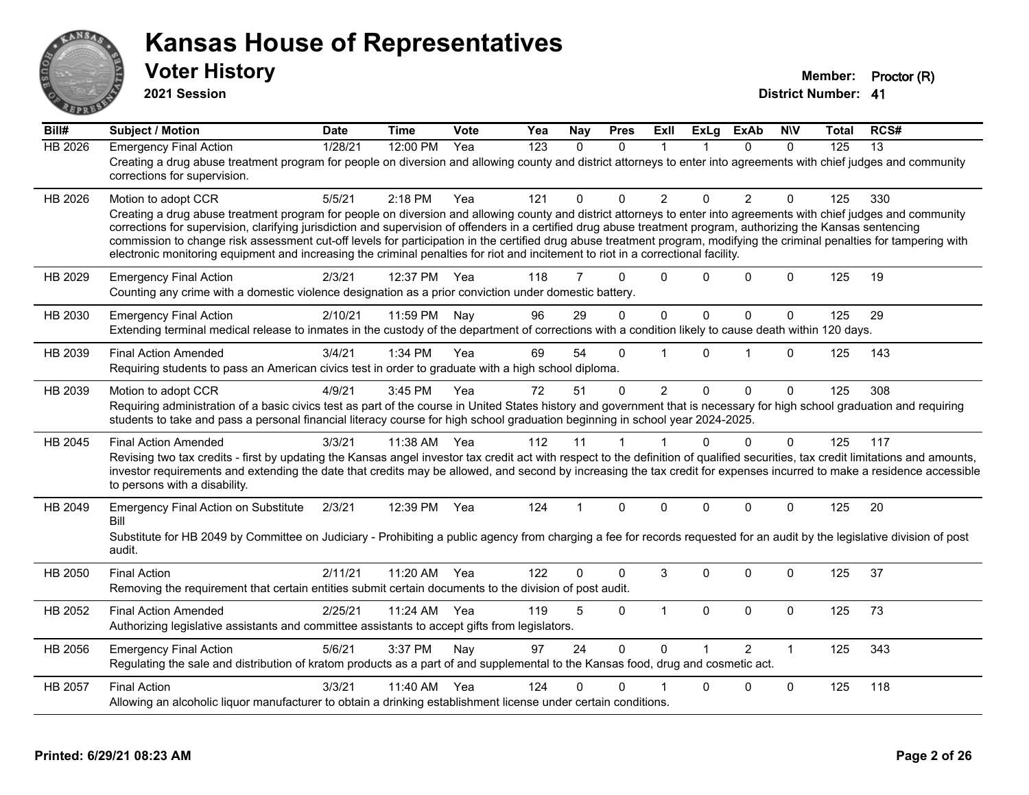# Kansas House of Representatives

## Voter History

**2021 Session**

**Member:** Proctor (R)
**District Number:** 41

| Bill# | Subject / Motion | Date | Time | Vote | Yea | Nay | Pres | ExII | ExLg | ExAb | N\V | Total | RCS# |
|---|---|---|---|---|---|---|---|---|---|---|---|---|---|
| HB 2026 | Emergency Final Action | 1/28/21 | 12:00 PM | Yea | 123 | 0 | 0 | 1 | 1 | 0 | 0 | 125 | 13 |
| | Creating a drug abuse treatment program for people on diversion and allowing county and district attorneys to enter into agreements with chief judges and community corrections for supervision. | | | | | | | | | | | | |
| HB 2026 | Motion to adopt CCR | 5/5/21 | 2:18 PM | Yea | 121 | 0 | 0 | 2 | 0 | 2 | 0 | 125 | 330 |
| | Creating a drug abuse treatment program for people on diversion and allowing county and district attorneys to enter into agreements with chief judges and community corrections for supervision, clarifying jurisdiction and supervision of offenders in a certified drug abuse treatment program, authorizing the Kansas sentencing commission to change risk assessment cut-off levels for participation in the certified drug abuse treatment program, modifying the criminal penalties for tampering with electronic monitoring equipment and increasing the criminal penalties for riot and incitement to riot in a correctional facility. | | | | | | | | | | | | |
| HB 2029 | Emergency Final Action | 2/3/21 | 12:37 PM | Yea | 118 | 7 | 0 | 0 | 0 | 0 | 0 | 125 | 19 |
| | Counting any crime with a domestic violence designation as a prior conviction under domestic battery. | | | | | | | | | | | | |
| HB 2030 | Emergency Final Action | 2/10/21 | 11:59 PM | Nay | 96 | 29 | 0 | 0 | 0 | 0 | 0 | 125 | 29 |
| | Extending terminal medical release to inmates in the custody of the department of corrections with a condition likely to cause death within 120 days. | | | | | | | | | | | | |
| HB 2039 | Final Action Amended | 3/4/21 | 1:34 PM | Yea | 69 | 54 | 0 | 1 | 0 | 1 | 0 | 125 | 143 |
| | Requiring students to pass an American civics test in order to graduate with a high school diploma. | | | | | | | | | | | | |
| HB 2039 | Motion to adopt CCR | 4/9/21 | 3:45 PM | Yea | 72 | 51 | 0 | 2 | 0 | 0 | 0 | 125 | 308 |
| | Requiring administration of a basic civics test as part of the course in United States history and government that is necessary for high school graduation and requiring students to take and pass a personal financial literacy course for high school graduation beginning in school year 2024-2025. | | | | | | | | | | | | |
| HB 2045 | Final Action Amended | 3/3/21 | 11:38 AM | Yea | 112 | 11 | 1 | 1 | 0 | 0 | 0 | 125 | 117 |
| | Revising two tax credits - first by updating the Kansas angel investor tax credit act with respect to the definition of qualified securities, tax credit limitations and amounts, investor requirements and extending the date that credits may be allowed, and second by increasing the tax credit for expenses incurred to make a residence accessible to persons with a disability. | | | | | | | | | | | | |
| HB 2049 | Emergency Final Action on Substitute Bill | 2/3/21 | 12:39 PM | Yea | 124 | 1 | 0 | 0 | 0 | 0 | 0 | 125 | 20 |
| | Substitute for HB 2049 by Committee on Judiciary - Prohibiting a public agency from charging a fee for records requested for an audit by the legislative division of post audit. | | | | | | | | | | | | |
| HB 2050 | Final Action | 2/11/21 | 11:20 AM | Yea | 122 | 0 | 0 | 3 | 0 | 0 | 0 | 125 | 37 |
| | Removing the requirement that certain entities submit certain documents to the division of post audit. | | | | | | | | | | | | |
| HB 2052 | Final Action Amended | 2/25/21 | 11:24 AM | Yea | 119 | 5 | 0 | 1 | 0 | 0 | 0 | 125 | 73 |
| | Authorizing legislative assistants and committee assistants to accept gifts from legislators. | | | | | | | | | | | | |
| HB 2056 | Emergency Final Action | 5/6/21 | 3:37 PM | Nay | 97 | 24 | 0 | 0 | 1 | 2 | 1 | 125 | 343 |
| | Regulating the sale and distribution of kratom products as a part of and supplemental to the Kansas food, drug and cosmetic act. | | | | | | | | | | | | |
| HB 2057 | Final Action | 3/3/21 | 11:40 AM | Yea | 124 | 0 | 0 | 1 | 0 | 0 | 0 | 125 | 118 |
| | Allowing an alcoholic liquor manufacturer to obtain a drinking establishment license under certain conditions. | | | | | | | | | | | | |

Printed: 6/29/21 08:23 AM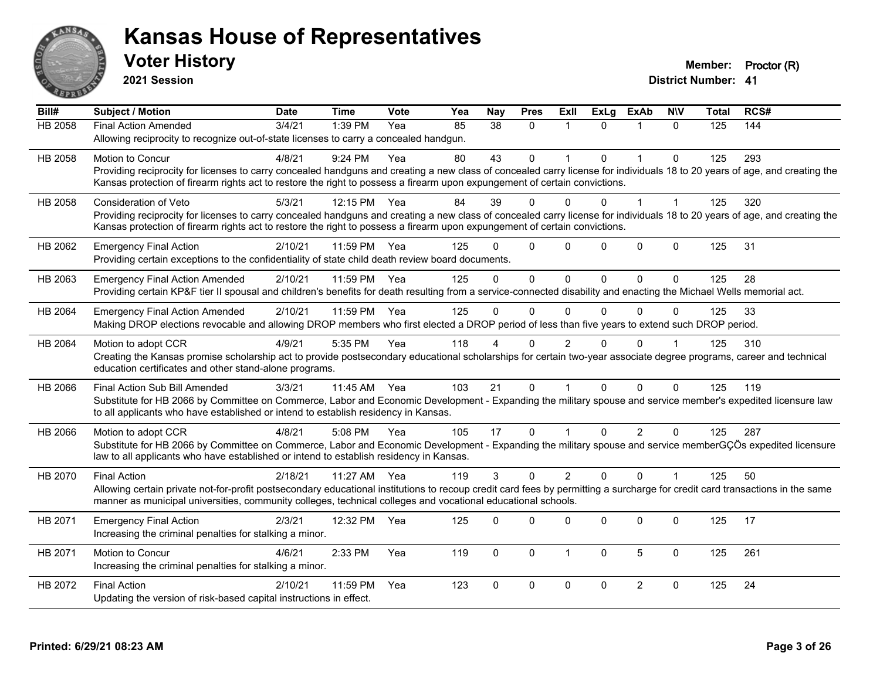# Kansas House of Representatives

## Voter History

**2021 Session**

**Member:** Proctor (R)

**District Number:** 41

| Bill# | Subject / Motion | Date | Time | Vote | Yea | Nay | Pres | ExII | ExLg | ExAb | N\V | Total | RCS# |
|---|---|---|---|---|---|---|---|---|---|---|---|---|---|
| HB 2058 | Final Action Amended | 3/4/21 | 1:39 PM | Yea | 85 | 38 | 0 | 1 | 0 | 1 | 0 | 125 | 144 |
| | Allowing reciprocity to recognize out-of-state licenses to carry a concealed handgun. | | | | | | | | | | | | |
| HB 2058 | Motion to Concur | 4/8/21 | 9:24 PM | Yea | 80 | 43 | 0 | 1 | 0 | 1 | 0 | 125 | 293 |
| | Providing reciprocity for licenses to carry concealed handguns and creating a new class of concealed carry license for individuals 18 to 20 years of age, and creating the Kansas protection of firearm rights act to restore the right to possess a firearm upon expungement of certain convictions. | | | | | | | | | | | | |
| HB 2058 | Consideration of Veto | 5/3/21 | 12:15 PM | Yea | 84 | 39 | 0 | 0 | 0 | 1 | 1 | 125 | 320 |
| | Providing reciprocity for licenses to carry concealed handguns and creating a new class of concealed carry license for individuals 18 to 20 years of age, and creating the Kansas protection of firearm rights act to restore the right to possess a firearm upon expungement of certain convictions. | | | | | | | | | | | | |
| HB 2062 | Emergency Final Action | 2/10/21 | 11:59 PM | Yea | 125 | 0 | 0 | 0 | 0 | 0 | 0 | 125 | 31 |
| | Providing certain exceptions to the confidentiality of state child death review board documents. | | | | | | | | | | | | |
| HB 2063 | Emergency Final Action Amended | 2/10/21 | 11:59 PM | Yea | 125 | 0 | 0 | 0 | 0 | 0 | 0 | 125 | 28 |
| | Providing certain KP&F tier II spousal and children's benefits for death resulting from a service-connected disability and enacting the Michael Wells memorial act. | | | | | | | | | | | | |
| HB 2064 | Emergency Final Action Amended | 2/10/21 | 11:59 PM | Yea | 125 | 0 | 0 | 0 | 0 | 0 | 0 | 125 | 33 |
| | Making DROP elections revocable and allowing DROP members who first elected a DROP period of less than five years to extend such DROP period. | | | | | | | | | | | | |
| HB 2064 | Motion to adopt CCR | 4/9/21 | 5:35 PM | Yea | 118 | 4 | 0 | 2 | 0 | 0 | 1 | 125 | 310 |
| | Creating the Kansas promise scholarship act to provide postsecondary educational scholarships for certain two-year associate degree programs, career and technical education certificates and other stand-alone programs. | | | | | | | | | | | | |
| HB 2066 | Final Action Sub Bill Amended | 3/3/21 | 11:45 AM | Yea | 103 | 21 | 0 | 1 | 0 | 0 | 0 | 125 | 119 |
| | Substitute for HB 2066 by Committee on Commerce, Labor and Economic Development - Expanding the military spouse and service member's expedited licensure law to all applicants who have established or intend to establish residency in Kansas. | | | | | | | | | | | | |
| HB 2066 | Motion to adopt CCR | 4/8/21 | 5:08 PM | Yea | 105 | 17 | 0 | 1 | 0 | 2 | 0 | 125 | 287 |
| | Substitute for HB 2066 by Committee on Commerce, Labor and Economic Development - Expanding the military spouse and service memberGÇÖs expedited licensure law to all applicants who have established or intend to establish residency in Kansas. | | | | | | | | | | | | |
| HB 2070 | Final Action | 2/18/21 | 11:27 AM | Yea | 119 | 3 | 0 | 2 | 0 | 0 | 1 | 125 | 50 |
| | Allowing certain private not-for-profit postsecondary educational institutions to recoup credit card fees by permitting a surcharge for credit card transactions in the same manner as municipal universities, community colleges, technical colleges and vocational educational schools. | | | | | | | | | | | | |
| HB 2071 | Emergency Final Action | 2/3/21 | 12:32 PM | Yea | 125 | 0 | 0 | 0 | 0 | 0 | 0 | 125 | 17 |
| | Increasing the criminal penalties for stalking a minor. | | | | | | | | | | | | |
| HB 2071 | Motion to Concur | 4/6/21 | 2:33 PM | Yea | 119 | 0 | 0 | 1 | 0 | 5 | 0 | 125 | 261 |
| | Increasing the criminal penalties for stalking a minor. | | | | | | | | | | | | |
| HB 2072 | Final Action | 2/10/21 | 11:59 PM | Yea | 123 | 0 | 0 | 0 | 0 | 2 | 0 | 125 | 24 |
| | Updating the version of risk-based capital instructions in effect. | | | | | | | | | | | | |

**Printed: 6/29/21 08:23 AM**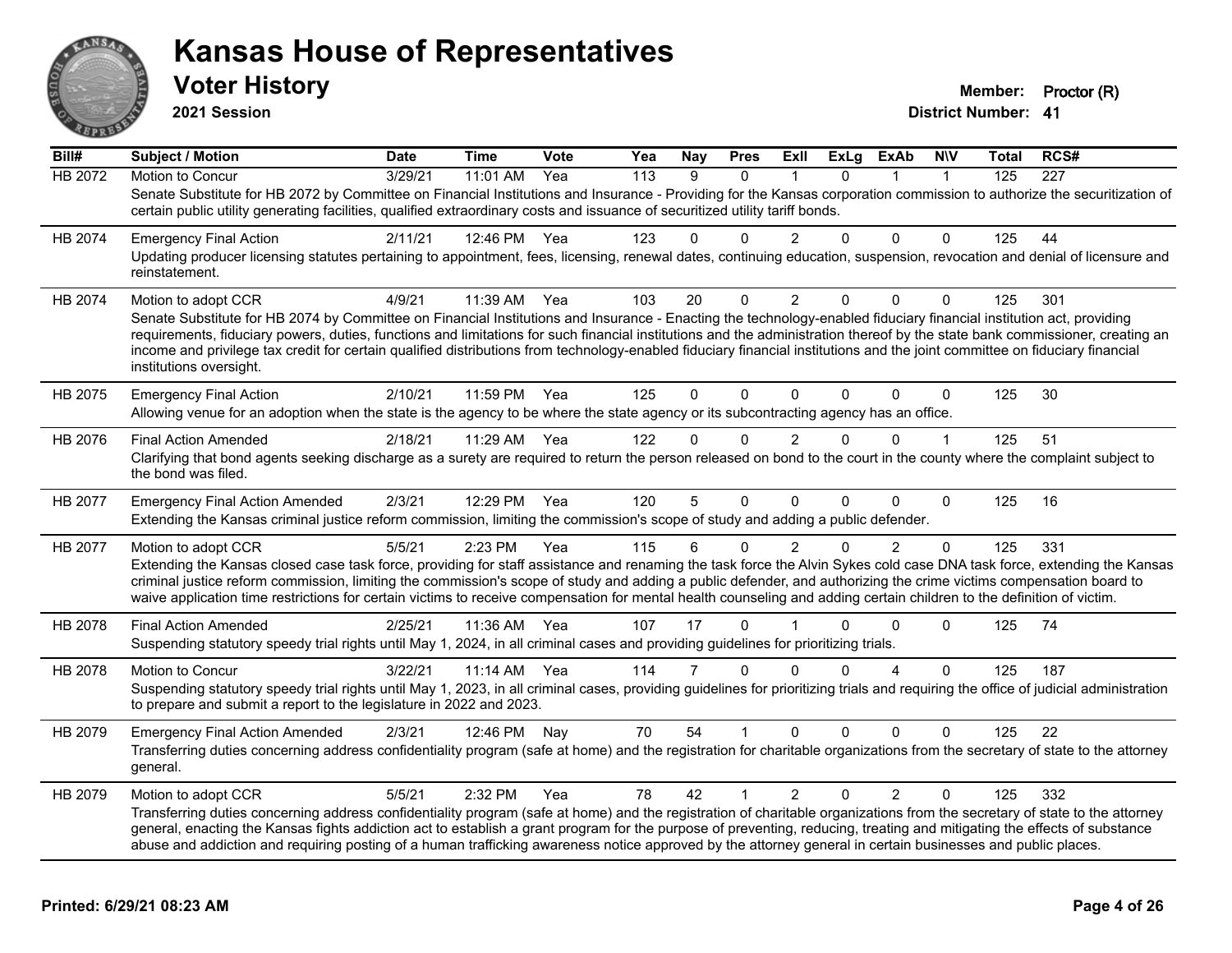# Kansas House of Representatives

## Voter History

**2021 Session**

**Member:** Proctor (R)
**District Number:** 41

| Bill# | Subject / Motion | Date | Time | Vote | Yea | Nay | Pres | ExII | ExLg | ExAb | N\V | Total | RCS# |
|---|---|---|---|---|---|---|---|---|---|---|---|---|---|
| HB 2072 | Motion to Concur | 3/29/21 | 11:01 AM | Yea | 113 | 9 | 0 | 1 | 0 | 1 | 1 | 125 | 227 |
| | Senate Substitute for HB 2072 by Committee on Financial Institutions and Insurance - Providing for the Kansas corporation commission to authorize the securitization of certain public utility generating facilities, qualified extraordinary costs and issuance of securitized utility tariff bonds. | | | | | | | | | | | | |
| HB 2074 | Emergency Final Action | 2/11/21 | 12:46 PM | Yea | 123 | 0 | 0 | 2 | 0 | 0 | 0 | 125 | 44 |
| | Updating producer licensing statutes pertaining to appointment, fees, licensing, renewal dates, continuing education, suspension, revocation and denial of licensure and reinstatement. | | | | | | | | | | | | |
| HB 2074 | Motion to adopt CCR | 4/9/21 | 11:39 AM | Yea | 103 | 20 | 0 | 2 | 0 | 0 | 0 | 125 | 301 |
| | Senate Substitute for HB 2074 by Committee on Financial Institutions and Insurance - Enacting the technology-enabled fiduciary financial institution act, providing requirements, fiduciary powers, duties, functions and limitations for such financial institutions and the administration thereof by the state bank commissioner, creating an income and privilege tax credit for certain qualified distributions from technology-enabled fiduciary financial institutions and the joint committee on fiduciary financial institutions oversight. | | | | | | | | | | | | |
| HB 2075 | Emergency Final Action | 2/10/21 | 11:59 PM | Yea | 125 | 0 | 0 | 0 | 0 | 0 | 0 | 125 | 30 |
| | Allowing venue for an adoption when the state is the agency to be where the state agency or its subcontracting agency has an office. | | | | | | | | | | | | |
| HB 2076 | Final Action Amended | 2/18/21 | 11:29 AM | Yea | 122 | 0 | 0 | 2 | 0 | 0 | 1 | 125 | 51 |
| | Clarifying that bond agents seeking discharge as a surety are required to return the person released on bond to the court in the county where the complaint subject to the bond was filed. | | | | | | | | | | | | |
| HB 2077 | Emergency Final Action Amended | 2/3/21 | 12:29 PM | Yea | 120 | 5 | 0 | 0 | 0 | 0 | 0 | 125 | 16 |
| | Extending the Kansas criminal justice reform commission, limiting the commission's scope of study and adding a public defender. | | | | | | | | | | | | |
| HB 2077 | Motion to adopt CCR | 5/5/21 | 2:23 PM | Yea | 115 | 6 | 0 | 2 | 0 | 2 | 0 | 125 | 331 |
| | Extending the Kansas closed case task force, providing for staff assistance and renaming the task force the Alvin Sykes cold case DNA task force, extending the Kansas criminal justice reform commission, limiting the commission's scope of study and adding a public defender, and authorizing the crime victims compensation board to waive application time restrictions for certain victims to receive compensation for mental health counseling and adding certain children to the definition of victim. | | | | | | | | | | | | |
| HB 2078 | Final Action Amended | 2/25/21 | 11:36 AM | Yea | 107 | 17 | 0 | 1 | 0 | 0 | 0 | 125 | 74 |
| | Suspending statutory speedy trial rights until May 1, 2024, in all criminal cases and providing guidelines for prioritizing trials. | | | | | | | | | | | | |
| HB 2078 | Motion to Concur | 3/22/21 | 11:14 AM | Yea | 114 | 7 | 0 | 0 | 0 | 4 | 0 | 125 | 187 |
| | Suspending statutory speedy trial rights until May 1, 2023, in all criminal cases, providing guidelines for prioritizing trials and requiring the office of judicial administration to prepare and submit a report to the legislature in 2022 and 2023. | | | | | | | | | | | | |
| HB 2079 | Emergency Final Action Amended | 2/3/21 | 12:46 PM | Nay | 70 | 54 | 1 | 0 | 0 | 0 | 0 | 125 | 22 |
| | Transferring duties concerning address confidentiality program (safe at home) and the registration for charitable organizations from the secretary of state to the attorney general. | | | | | | | | | | | | |
| HB 2079 | Motion to adopt CCR | 5/5/21 | 2:32 PM | Yea | 78 | 42 | 1 | 2 | 0 | 2 | 0 | 125 | 332 |
| | Transferring duties concerning address confidentiality program (safe at home) and the registration of charitable organizations from the secretary of state to the attorney general, enacting the Kansas fights addiction act to establish a grant program for the purpose of preventing, reducing, treating and mitigating the effects of substance abuse and addiction and requiring posting of a human trafficking awareness notice approved by the attorney general in certain businesses and public places. | | | | | | | | | | | | |

**Printed: 6/29/21 08:23 AM**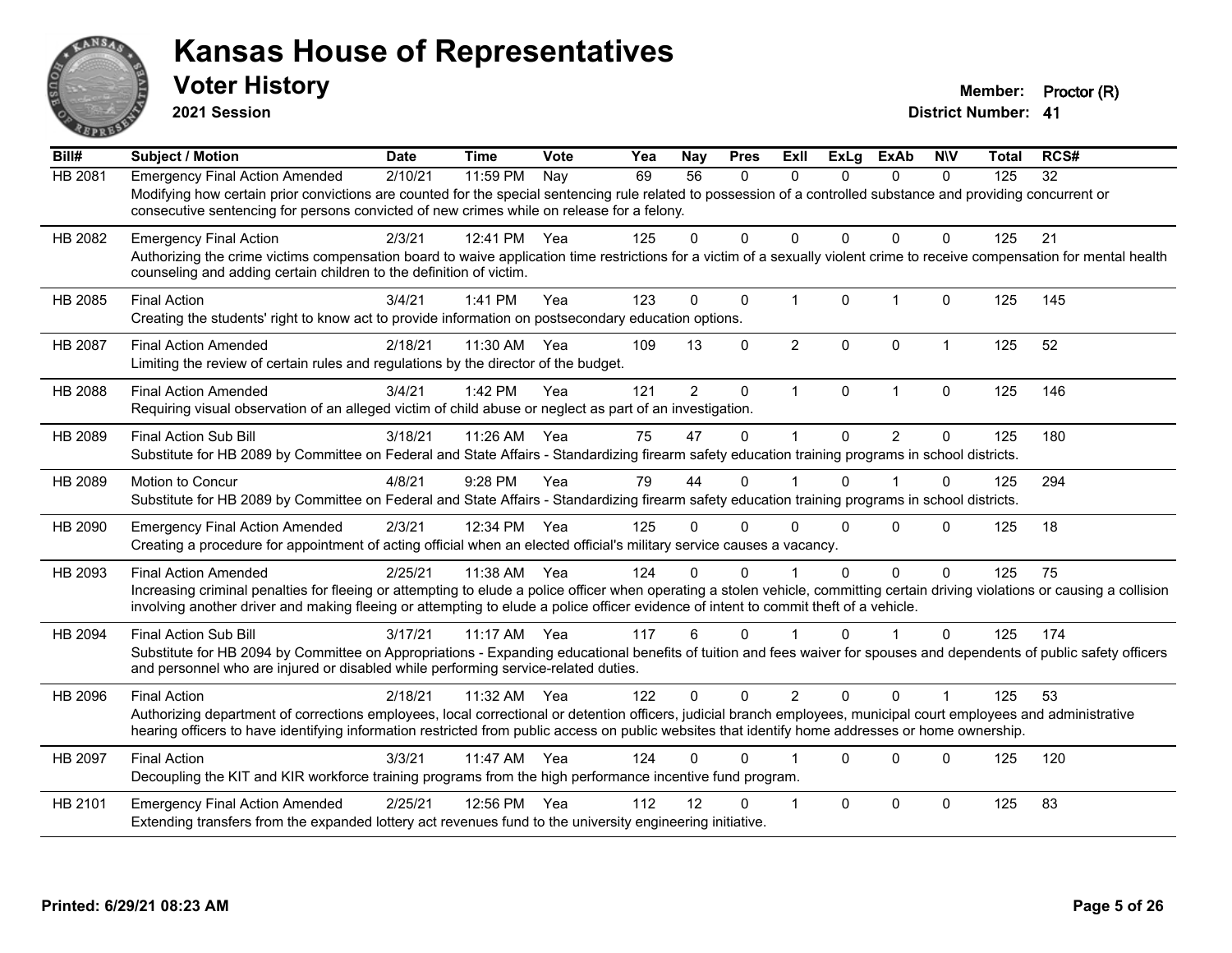# Kansas House of Representatives

## Voter History

**2021 Session**

**Member:** Proctor (R)
**District Number:** 41

| Bill# | Subject / Motion | Date | Time | Vote | Yea | Nay | Pres | ExII | ExLg | ExAb | N\V | Total | RCS# |
|---|---|---|---|---|---|---|---|---|---|---|---|---|---|
| HB 2081 | Emergency Final Action Amended | 2/10/21 | 11:59 PM | Nay | 69 | 56 | 0 | 0 | 0 | 0 | 0 | 125 | 32 |
| | Modifying how certain prior convictions are counted for the special sentencing rule related to possession of a controlled substance and providing concurrent or consecutive sentencing for persons convicted of new crimes while on release for a felony. | | | | | | | | | | | | |
| HB 2082 | Emergency Final Action | 2/3/21 | 12:41 PM | Yea | 125 | 0 | 0 | 0 | 0 | 0 | 0 | 125 | 21 |
| | Authorizing the crime victims compensation board to waive application time restrictions for a victim of a sexually violent crime to receive compensation for mental health counseling and adding certain children to the definition of victim. | | | | | | | | | | | | |
| HB 2085 | Final Action | 3/4/21 | 1:41 PM | Yea | 123 | 0 | 0 | 1 | 0 | 1 | 0 | 125 | 145 |
| | Creating the students' right to know act to provide information on postsecondary education options. | | | | | | | | | | | | |
| HB 2087 | Final Action Amended | 2/18/21 | 11:30 AM | Yea | 109 | 13 | 0 | 2 | 0 | 0 | 1 | 125 | 52 |
| | Limiting the review of certain rules and regulations by the director of the budget. | | | | | | | | | | | | |
| HB 2088 | Final Action Amended | 3/4/21 | 1:42 PM | Yea | 121 | 2 | 0 | 1 | 0 | 1 | 0 | 125 | 146 |
| | Requiring visual observation of an alleged victim of child abuse or neglect as part of an investigation. | | | | | | | | | | | | |
| HB 2089 | Final Action Sub Bill | 3/18/21 | 11:26 AM | Yea | 75 | 47 | 0 | 1 | 0 | 2 | 0 | 125 | 180 |
| | Substitute for HB 2089 by Committee on Federal and State Affairs - Standardizing firearm safety education training programs in school districts. | | | | | | | | | | | | |
| HB 2089 | Motion to Concur | 4/8/21 | 9:28 PM | Yea | 79 | 44 | 0 | 1 | 0 | 1 | 0 | 125 | 294 |
| | Substitute for HB 2089 by Committee on Federal and State Affairs - Standardizing firearm safety education training programs in school districts. | | | | | | | | | | | | |
| HB 2090 | Emergency Final Action Amended | 2/3/21 | 12:34 PM | Yea | 125 | 0 | 0 | 0 | 0 | 0 | 0 | 125 | 18 |
| | Creating a procedure for appointment of acting official when an elected official's military service causes a vacancy. | | | | | | | | | | | | |
| HB 2093 | Final Action Amended | 2/25/21 | 11:38 AM | Yea | 124 | 0 | 0 | 1 | 0 | 0 | 0 | 125 | 75 |
| | Increasing criminal penalties for fleeing or attempting to elude a police officer when operating a stolen vehicle, committing certain driving violations or causing a collision involving another driver and making fleeing or attempting to elude a police officer evidence of intent to commit theft of a vehicle. | | | | | | | | | | | | |
| HB 2094 | Final Action Sub Bill | 3/17/21 | 11:17 AM | Yea | 117 | 6 | 0 | 1 | 0 | 1 | 0 | 125 | 174 |
| | Substitute for HB 2094 by Committee on Appropriations - Expanding educational benefits of tuition and fees waiver for spouses and dependents of public safety officers and personnel who are injured or disabled while performing service-related duties. | | | | | | | | | | | | |
| HB 2096 | Final Action | 2/18/21 | 11:32 AM | Yea | 122 | 0 | 0 | 2 | 0 | 0 | 1 | 125 | 53 |
| | Authorizing department of corrections employees, local correctional or detention officers, judicial branch employees, municipal court employees and administrative hearing officers to have identifying information restricted from public access on public websites that identify home addresses or home ownership. | | | | | | | | | | | | |
| HB 2097 | Final Action | 3/3/21 | 11:47 AM | Yea | 124 | 0 | 0 | 1 | 0 | 0 | 0 | 125 | 120 |
| | Decoupling the KIT and KIR workforce training programs from the high performance incentive fund program. | | | | | | | | | | | | |
| HB 2101 | Emergency Final Action Amended | 2/25/21 | 12:56 PM | Yea | 112 | 12 | 0 | 1 | 0 | 0 | 0 | 125 | 83 |
| | Extending transfers from the expanded lottery act revenues fund to the university engineering initiative. | | | | | | | | | | | | |

**Printed: 6/29/21 08:23 AM**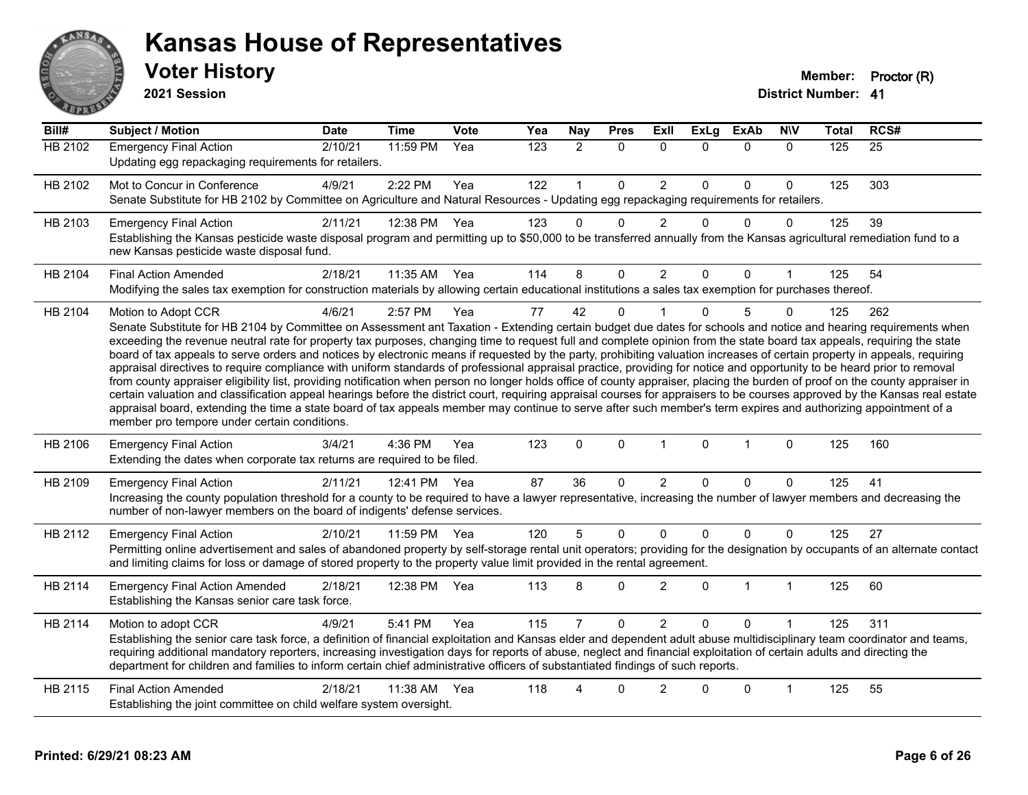# Kansas House of Representatives

## Voter History

**2021 Session**

**Member:** Proctor (R)
**District Number:** 41

| Bill# | Subject / Motion | Date | Time | Vote | Yea | Nay | Pres | ExII | ExLg | ExAb | N\V | Total | RCS# |
|---|---|---|---|---|---|---|---|---|---|---|---|---|---|
| HB 2102 | Emergency Final Action | 2/10/21 | 11:59 PM | Yea | 123 | 2 | 0 | 0 | 0 | 0 | 0 | 125 | 25 |
| | Updating egg repackaging requirements for retailers. | | | | | | | | | | | | |
| HB 2102 | Mot to Concur in Conference | 4/9/21 | 2:22 PM | Yea | 122 | 1 | 0 | 2 | 0 | 0 | 0 | 125 | 303 |
| | Senate Substitute for HB 2102 by Committee on Agriculture and Natural Resources - Updating egg repackaging requirements for retailers. | | | | | | | | | | | | |
| HB 2103 | Emergency Final Action | 2/11/21 | 12:38 PM | Yea | 123 | 0 | 0 | 2 | 0 | 0 | 0 | 125 | 39 |
| | Establishing the Kansas pesticide waste disposal program and permitting up to $50,000 to be transferred annually from the Kansas agricultural remediation fund to a new Kansas pesticide waste disposal fund. | | | | | | | | | | | | |
| HB 2104 | Final Action Amended | 2/18/21 | 11:35 AM | Yea | 114 | 8 | 0 | 2 | 0 | 0 | 1 | 125 | 54 |
| | Modifying the sales tax exemption for construction materials by allowing certain educational institutions a sales tax exemption for purchases thereof. | | | | | | | | | | | | |
| HB 2104 | Motion to Adopt CCR | 4/6/21 | 2:57 PM | Yea | 77 | 42 | 0 | 1 | 0 | 5 | 0 | 125 | 262 |
| | Senate Substitute for HB 2104 by Committee on Assessment ant Taxation - Extending certain budget due dates for schools and notice and hearing requirements when exceeding the revenue neutral rate for property tax purposes, changing time to request full and complete opinion from the state board tax appeals, requiring the state board of tax appeals to serve orders and notices by electronic means if requested by the party, prohibiting valuation increases of certain property in appeals, requiring appraisal directives to require compliance with uniform standards of professional appraisal practice, providing for notice and opportunity to be heard prior to removal from county appraiser eligibility list, providing notification when person no longer holds office of county appraiser, placing the burden of proof on the county appraiser in certain valuation and classification appeal hearings before the district court, requiring appraisal courses for appraisers to be courses approved by the Kansas real estate appraisal board, extending the time a state board of tax appeals member may continue to serve after such member's term expires and authorizing appointment of a member pro tempore under certain conditions. | | | | | | | | | | | | |
| HB 2106 | Emergency Final Action | 3/4/21 | 4:36 PM | Yea | 123 | 0 | 0 | 1 | 0 | 1 | 0 | 125 | 160 |
| | Extending the dates when corporate tax returns are required to be filed. | | | | | | | | | | | | |
| HB 2109 | Emergency Final Action | 2/11/21 | 12:41 PM | Yea | 87 | 36 | 0 | 2 | 0 | 0 | 0 | 125 | 41 |
| | Increasing the county population threshold for a county to be required to have a lawyer representative, increasing the number of lawyer members and decreasing the number of non-lawyer members on the board of indigents' defense services. | | | | | | | | | | | | |
| HB 2112 | Emergency Final Action | 2/10/21 | 11:59 PM | Yea | 120 | 5 | 0 | 0 | 0 | 0 | 0 | 125 | 27 |
| | Permitting online advertisement and sales of abandoned property by self-storage rental unit operators; providing for the designation by occupants of an alternate contact and limiting claims for loss or damage of stored property to the property value limit provided in the rental agreement. | | | | | | | | | | | | |
| HB 2114 | Emergency Final Action Amended | 2/18/21 | 12:38 PM | Yea | 113 | 8 | 0 | 2 | 0 | 1 | 1 | 125 | 60 |
| | Establishing the Kansas senior care task force. | | | | | | | | | | | | |
| HB 2114 | Motion to adopt CCR | 4/9/21 | 5:41 PM | Yea | 115 | 7 | 0 | 2 | 0 | 0 | 1 | 125 | 311 |
| | Establishing the senior care task force, a definition of financial exploitation and Kansas elder and dependent adult abuse multidisciplinary team coordinator and teams, requiring additional mandatory reporters, increasing investigation days for reports of abuse, neglect and financial exploitation of certain adults and directing the department for children and families to inform certain chief administrative officers of substantiated findings of such reports. | | | | | | | | | | | | |
| HB 2115 | Final Action Amended | 2/18/21 | 11:38 AM | Yea | 118 | 4 | 0 | 2 | 0 | 0 | 1 | 125 | 55 |
| | Establishing the joint committee on child welfare system oversight. | | | | | | | | | | | | |

**Printed: 6/29/21 08:23 AM**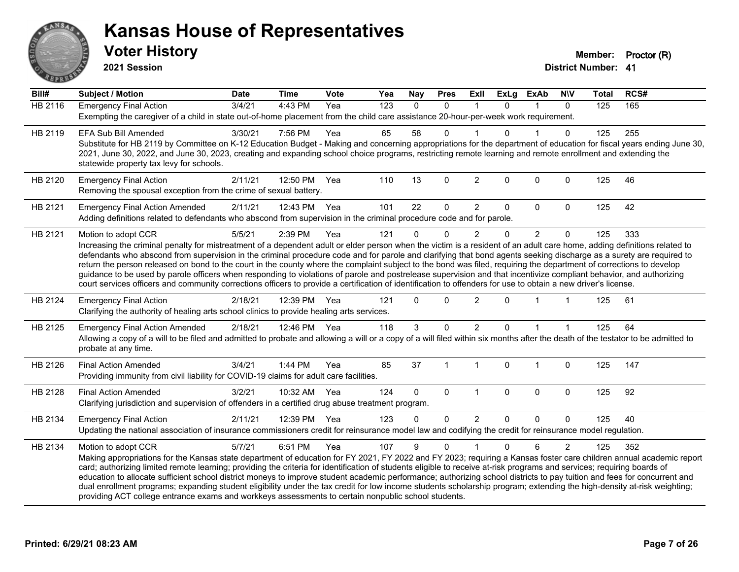# Kansas House of Representatives

## Voter History

**2021 Session**

**Member:** Proctor (R)

**District Number:** 41

| Bill# | Subject / Motion | Date | Time | Vote | Yea | Nay | Pres | ExII | ExLg | ExAb | N\V | Total | RCS# |
|---|---|---|---|---|---|---|---|---|---|---|---|---|---|
| HB 2116 | Emergency Final Action | 3/4/21 | 4:43 PM | Yea | 123 | 0 | 0 | 1 | 0 | 1 | 0 | 125 | 165 |
| | Exempting the caregiver of a child in state out-of-home placement from the child care assistance 20-hour-per-week work requirement. | | | | | | | | | | | | |
| HB 2119 | EFA Sub Bill Amended | 3/30/21 | 7:56 PM | Yea | 65 | 58 | 0 | 1 | 0 | 1 | 0 | 125 | 255 |
| | Substitute for HB 2119 by Committee on K-12 Education Budget - Making and concerning appropriations for the department of education for fiscal years ending June 30, 2021, June 30, 2022, and June 30, 2023, creating and expanding school choice programs, restricting remote learning and remote enrollment and extending the statewide property tax levy for schools. | | | | | | | | | | | | |
| HB 2120 | Emergency Final Action | 2/11/21 | 12:50 PM | Yea | 110 | 13 | 0 | 2 | 0 | 0 | 0 | 125 | 46 |
| | Removing the spousal exception from the crime of sexual battery. | | | | | | | | | | | | |
| HB 2121 | Emergency Final Action Amended | 2/11/21 | 12:43 PM | Yea | 101 | 22 | 0 | 2 | 0 | 0 | 0 | 125 | 42 |
| | Adding definitions related to defendants who abscond from supervision in the criminal procedure code and for parole. | | | | | | | | | | | | |
| HB 2121 | Motion to adopt CCR | 5/5/21 | 2:39 PM | Yea | 121 | 0 | 0 | 2 | 0 | 2 | 0 | 125 | 333 |
| | Increasing the criminal penalty for mistreatment of a dependent adult or elder person when the victim is a resident of an adult care home, adding definitions related to defendants who abscond from supervision in the criminal procedure code and for parole and clarifying that bond agents seeking discharge as a surety are required to return the person released on bond to the court in the county where the complaint subject to the bond was filed, requiring the department of corrections to develop guidance to be used by parole officers when responding to violations of parole and postrelease supervision and that incentivize compliant behavior, and authorizing court services officers and community corrections officers to provide a certification of identification to offenders for use to obtain a new driver's license. | | | | | | | | | | | | |
| HB 2124 | Emergency Final Action | 2/18/21 | 12:39 PM | Yea | 121 | 0 | 0 | 2 | 0 | 1 | 1 | 125 | 61 |
| | Clarifying the authority of healing arts school clinics to provide healing arts services. | | | | | | | | | | | | |
| HB 2125 | Emergency Final Action Amended | 2/18/21 | 12:46 PM | Yea | 118 | 3 | 0 | 2 | 0 | 1 | 1 | 125 | 64 |
| | Allowing a copy of a will to be filed and admitted to probate and allowing a will or a copy of a will filed within six months after the death of the testator to be admitted to probate at any time. | | | | | | | | | | | | |
| HB 2126 | Final Action Amended | 3/4/21 | 1:44 PM | Yea | 85 | 37 | 1 | 1 | 0 | 1 | 0 | 125 | 147 |
| | Providing immunity from civil liability for COVID-19 claims for adult care facilities. | | | | | | | | | | | | |
| HB 2128 | Final Action Amended | 3/2/21 | 10:32 AM | Yea | 124 | 0 | 0 | 1 | 0 | 0 | 0 | 125 | 92 |
| | Clarifying jurisdiction and supervision of offenders in a certified drug abuse treatment program. | | | | | | | | | | | | |
| HB 2134 | Emergency Final Action | 2/11/21 | 12:39 PM | Yea | 123 | 0 | 0 | 2 | 0 | 0 | 0 | 125 | 40 |
| | Updating the national association of insurance commissioners credit for reinsurance model law and codifying the credit for reinsurance model regulation. | | | | | | | | | | | | |
| HB 2134 | Motion to adopt CCR | 5/7/21 | 6:51 PM | Yea | 107 | 9 | 0 | 1 | 0 | 6 | 2 | 125 | 352 |
| | Making appropriations for the Kansas state department of education for FY 2021, FY 2022 and FY 2023; requiring a Kansas foster care children annual academic report card; authorizing limited remote learning; providing the criteria for identification of students eligible to receive at-risk programs and services; requiring boards of education to allocate sufficient school district moneys to improve student academic performance; authorizing school districts to pay tuition and fees for concurrent and dual enrollment programs; expanding student eligibility under the tax credit for low income students scholarship program; extending the high-density at-risk weighting; providing ACT college entrance exams and workkeys assessments to certain nonpublic school students. | | | | | | | | | | | | |

Printed: 6/29/21 08:23 AM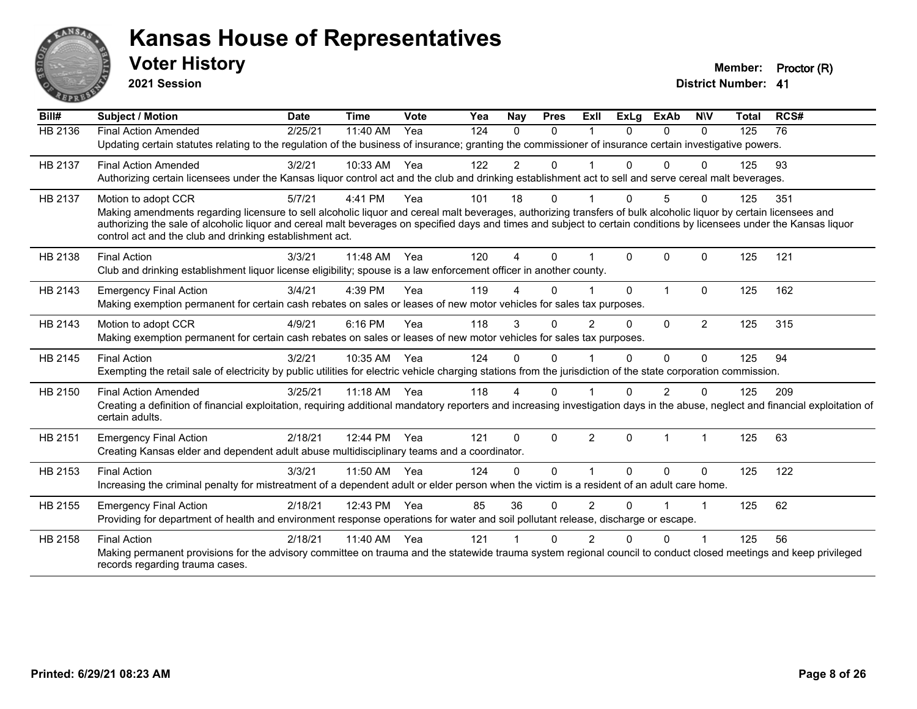# Kansas House of Representatives

## Voter History

**2021 Session**

**Member:** Proctor (R)

**District Number:** 41

| Bill# | Subject / Motion | Date | Time | Vote | Yea | Nay | Pres | ExII | ExLg | ExAb | N\V | Total | RCS# |
|---|---|---|---|---|---|---|---|---|---|---|---|---|---|
| HB 2136 | Final Action Amended | 2/25/21 | 11:40 AM | Yea | 124 | 0 | 0 | 1 | 0 | 0 | 0 | 125 | 76 |
| | Updating certain statutes relating to the regulation of the business of insurance; granting the commissioner of insurance certain investigative powers. | | | | | | | | | | | | |
| HB 2137 | Final Action Amended | 3/2/21 | 10:33 AM | Yea | 122 | 2 | 0 | 1 | 0 | 0 | 0 | 125 | 93 |
| | Authorizing certain licensees under the Kansas liquor control act and the club and drinking establishment act to sell and serve cereal malt beverages. | | | | | | | | | | | | |
| HB 2137 | Motion to adopt CCR | 5/7/21 | 4:41 PM | Yea | 101 | 18 | 0 | 1 | 0 | 5 | 0 | 125 | 351 |
| | Making amendments regarding licensure to sell alcoholic liquor and cereal malt beverages, authorizing transfers of bulk alcoholic liquor by certain licensees and authorizing the sale of alcoholic liquor and cereal malt beverages on specified days and times and subject to certain conditions by licensees under the Kansas liquor control act and the club and drinking establishment act. | | | | | | | | | | | | |
| HB 2138 | Final Action | 3/3/21 | 11:48 AM | Yea | 120 | 4 | 0 | 1 | 0 | 0 | 0 | 125 | 121 |
| | Club and drinking establishment liquor license eligibility; spouse is a law enforcement officer in another county. | | | | | | | | | | | | |
| HB 2143 | Emergency Final Action | 3/4/21 | 4:39 PM | Yea | 119 | 4 | 0 | 1 | 0 | 1 | 0 | 125 | 162 |
| | Making exemption permanent for certain cash rebates on sales or leases of new motor vehicles for sales tax purposes. | | | | | | | | | | | | |
| HB 2143 | Motion to adopt CCR | 4/9/21 | 6:16 PM | Yea | 118 | 3 | 0 | 2 | 0 | 0 | 2 | 125 | 315 |
| | Making exemption permanent for certain cash rebates on sales or leases of new motor vehicles for sales tax purposes. | | | | | | | | | | | | |
| HB 2145 | Final Action | 3/2/21 | 10:35 AM | Yea | 124 | 0 | 0 | 1 | 0 | 0 | 0 | 125 | 94 |
| | Exempting the retail sale of electricity by public utilities for electric vehicle charging stations from the jurisdiction of the state corporation commission. | | | | | | | | | | | | |
| HB 2150 | Final Action Amended | 3/25/21 | 11:18 AM | Yea | 118 | 4 | 0 | 1 | 0 | 2 | 0 | 125 | 209 |
| | Creating a definition of financial exploitation, requiring additional mandatory reporters and increasing investigation days in the abuse, neglect and financial exploitation of certain adults. | | | | | | | | | | | | |
| HB 2151 | Emergency Final Action | 2/18/21 | 12:44 PM | Yea | 121 | 0 | 0 | 2 | 0 | 1 | 1 | 125 | 63 |
| | Creating Kansas elder and dependent adult abuse multidisciplinary teams and a coordinator. | | | | | | | | | | | | |
| HB 2153 | Final Action | 3/3/21 | 11:50 AM | Yea | 124 | 0 | 0 | 1 | 0 | 0 | 0 | 125 | 122 |
| | Increasing the criminal penalty for mistreatment of a dependent adult or elder person when the victim is a resident of an adult care home. | | | | | | | | | | | | |
| HB 2155 | Emergency Final Action | 2/18/21 | 12:43 PM | Yea | 85 | 36 | 0 | 2 | 0 | 1 | 1 | 125 | 62 |
| | Providing for department of health and environment response operations for water and soil pollutant release, discharge or escape. | | | | | | | | | | | | |
| HB 2158 | Final Action | 2/18/21 | 11:40 AM | Yea | 121 | 1 | 0 | 2 | 0 | 0 | 1 | 125 | 56 |
| | Making permanent provisions for the advisory committee on trauma and the statewide trauma system regional council to conduct closed meetings and keep privileged records regarding trauma cases. | | | | | | | | | | | | |

**Printed: 6/29/21 08:23 AM**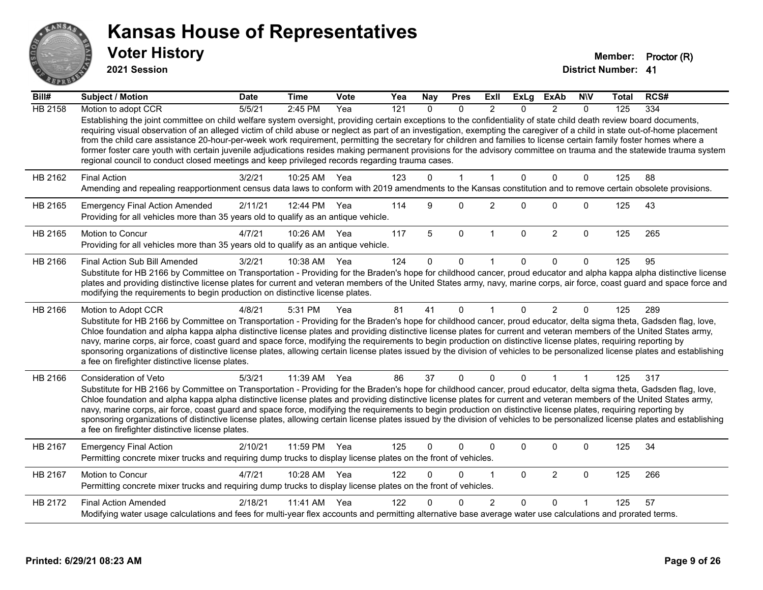# Kansas House of Representatives

## Voter History

**2021 Session**

**Member:** Proctor (R)

**District Number:** 41

| Bill# | Subject / Motion | Date | Time | Vote | Yea | Nay | Pres | ExII | ExLg | ExAb | N\V | Total | RCS# |
|---|---|---|---|---|---|---|---|---|---|---|---|---|---|
| HB 2158 | Motion to adopt CCR | 5/5/21 | 2:45 PM | Yea | 121 | 0 | 0 | 2 | 0 | 2 | 0 | 125 | 334 |
| | Establishing the joint committee on child welfare system oversight, providing certain exceptions to the confidentiality of state child death review board documents, requiring visual observation of an alleged victim of child abuse or neglect as part of an investigation, exempting the caregiver of a child in state out-of-home placement from the child care assistance 20-hour-per-week work requirement, permitting the secretary for children and families to license certain family foster homes where a former foster care youth with certain juvenile adjudications resides making permanent provisions for the advisory committee on trauma and the statewide trauma system regional council to conduct closed meetings and keep privileged records regarding trauma cases. | | | | | | | | | | | | |
| HB 2162 | Final Action | 3/2/21 | 10:25 AM | Yea | 123 | 0 | 1 | 1 | 0 | 0 | 0 | 125 | 88 |
| | Amending and repealing reapportionment census data laws to conform with 2019 amendments to the Kansas constitution and to remove certain obsolete provisions. | | | | | | | | | | | | |
| HB 2165 | Emergency Final Action Amended | 2/11/21 | 12:44 PM | Yea | 114 | 9 | 0 | 2 | 0 | 0 | 0 | 125 | 43 |
| | Providing for all vehicles more than 35 years old to qualify as an antique vehicle. | | | | | | | | | | | | |
| HB 2165 | Motion to Concur | 4/7/21 | 10:26 AM | Yea | 117 | 5 | 0 | 1 | 0 | 2 | 0 | 125 | 265 |
| | Providing for all vehicles more than 35 years old to qualify as an antique vehicle. | | | | | | | | | | | | |
| HB 2166 | Final Action Sub Bill Amended | 3/2/21 | 10:38 AM | Yea | 124 | 0 | 0 | 1 | 0 | 0 | 0 | 125 | 95 |
| | Substitute for HB 2166 by Committee on Transportation - Providing for the Braden's hope for childhood cancer, proud educator and alpha kappa alpha distinctive license plates and providing distinctive license plates for current and veteran members of the United States army, navy, marine corps, air force, coast guard and space force and modifying the requirements to begin production on distinctive license plates. | | | | | | | | | | | | |
| HB 2166 | Motion to Adopt CCR | 4/8/21 | 5:31 PM | Yea | 81 | 41 | 0 | 1 | 0 | 2 | 0 | 125 | 289 |
| | Substitute for HB 2166 by Committee on Transportation - Providing for the Braden's hope for childhood cancer, proud educator, delta sigma theta, Gadsden flag, love, Chloe foundation and alpha kappa alpha distinctive license plates and providing distinctive license plates for current and veteran members of the United States army, navy, marine corps, air force, coast guard and space force, modifying the requirements to begin production on distinctive license plates, requiring reporting by sponsoring organizations of distinctive license plates, allowing certain license plates issued by the division of vehicles to be personalized license plates and establishing a fee on firefighter distinctive license plates. | | | | | | | | | | | | |
| HB 2166 | Consideration of Veto | 5/3/21 | 11:39 AM | Yea | 86 | 37 | 0 | 0 | 0 | 1 | 1 | 125 | 317 |
| | Substitute for HB 2166 by Committee on Transportation - Providing for the Braden's hope for childhood cancer, proud educator, delta sigma theta, Gadsden flag, love, Chloe foundation and alpha kappa alpha distinctive license plates and providing distinctive license plates for current and veteran members of the United States army, navy, marine corps, air force, coast guard and space force, modifying the requirements to begin production on distinctive license plates, requiring reporting by sponsoring organizations of distinctive license plates, allowing certain license plates issued by the division of vehicles to be personalized license plates and establishing a fee on firefighter distinctive license plates. | | | | | | | | | | | | |
| HB 2167 | Emergency Final Action | 2/10/21 | 11:59 PM | Yea | 125 | 0 | 0 | 0 | 0 | 0 | 0 | 125 | 34 |
| | Permitting concrete mixer trucks and requiring dump trucks to display license plates on the front of vehicles. | | | | | | | | | | | | |
| HB 2167 | Motion to Concur | 4/7/21 | 10:28 AM | Yea | 122 | 0 | 0 | 1 | 0 | 2 | 0 | 125 | 266 |
| | Permitting concrete mixer trucks and requiring dump trucks to display license plates on the front of vehicles. | | | | | | | | | | | | |
| HB 2172 | Final Action Amended | 2/18/21 | 11:41 AM | Yea | 122 | 0 | 0 | 2 | 0 | 0 | 1 | 125 | 57 |
| | Modifying water usage calculations and fees for multi-year flex accounts and permitting alternative base average water use calculations and prorated terms. | | | | | | | | | | | | |

Printed: 6/29/21 08:23 AM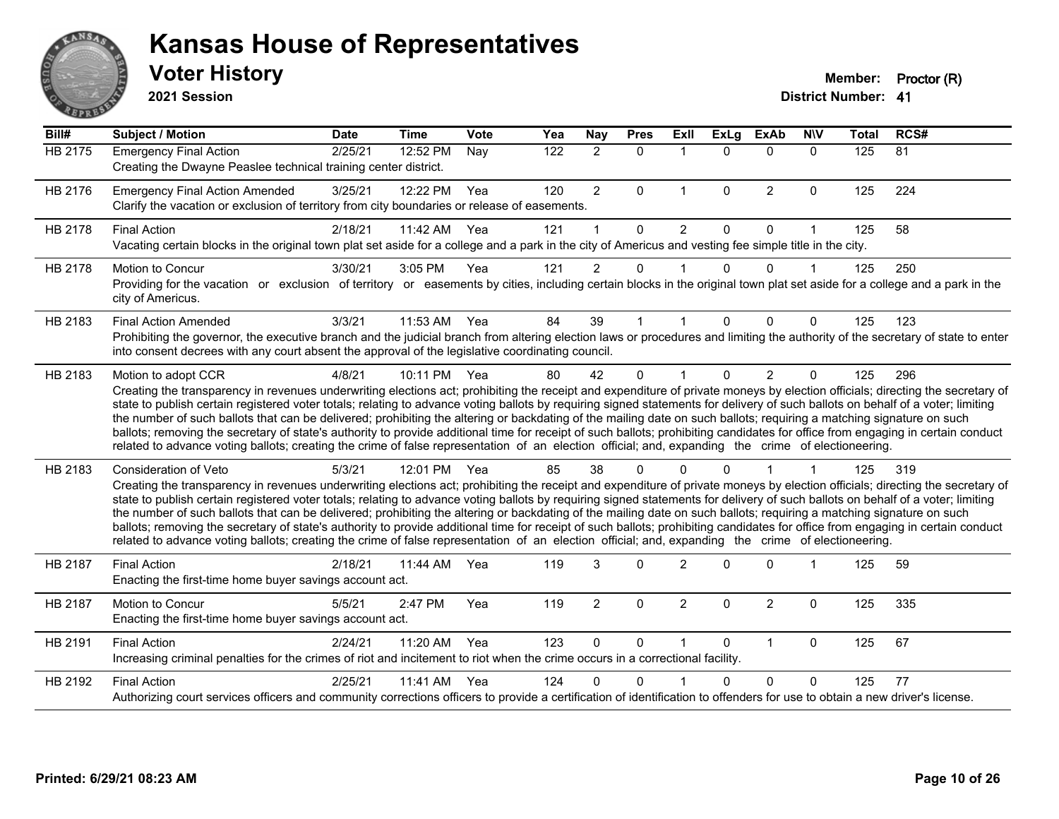# Kansas House of Representatives

## Voter History

**2021 Session**

**Member:** Proctor (R)

**District Number:** 41

| Bill# | Subject / Motion | Date | Time | Vote | Yea | Nay | Pres | ExII | ExLg | ExAb | N\V | Total | RCS# |
|---|---|---|---|---|---|---|---|---|---|---|---|---|---|
| HB 2175 | Emergency Final Action | 2/25/21 | 12:52 PM | Nay | 122 | 2 | 0 | 1 | 0 | 0 | 0 | 125 | 81 |
| | Creating the Dwayne Peaslee technical training center district. | | | | | | | | | | | | |
| HB 2176 | Emergency Final Action Amended | 3/25/21 | 12:22 PM | Yea | 120 | 2 | 0 | 1 | 0 | 2 | 0 | 125 | 224 |
| | Clarify the vacation or exclusion of territory from city boundaries or release of easements. | | | | | | | | | | | | |
| HB 2178 | Final Action | 2/18/21 | 11:42 AM | Yea | 121 | 1 | 0 | 2 | 0 | 0 | 1 | 125 | 58 |
| | Vacating certain blocks in the original town plat set aside for a college and a park in the city of Americus and vesting fee simple title in the city. | | | | | | | | | | | | |
| HB 2178 | Motion to Concur | 3/30/21 | 3:05 PM | Yea | 121 | 2 | 0 | 1 | 0 | 0 | 1 | 125 | 250 |
| | Providing for the vacation or exclusion of territory or easements by cities, including certain blocks in the original town plat set aside for a college and a park in the city of Americus. | | | | | | | | | | | | |
| HB 2183 | Final Action Amended | 3/3/21 | 11:53 AM | Yea | 84 | 39 | 1 | 1 | 0 | 0 | 0 | 125 | 123 |
| | Prohibiting the governor, the executive branch and the judicial branch from altering election laws or procedures and limiting the authority of the secretary of state to enter into consent decrees with any court absent the approval of the legislative coordinating council. | | | | | | | | | | | | |
| HB 2183 | Motion to adopt CCR | 4/8/21 | 10:11 PM | Yea | 80 | 42 | 0 | 1 | 0 | 2 | 0 | 125 | 296 |
| | Creating the transparency in revenues underwriting elections act; prohibiting the receipt and expenditure of private moneys by election officials; directing the secretary of state to publish certain registered voter totals; relating to advance voting ballots by requiring signed statements for delivery of such ballots on behalf of a voter; limiting the number of such ballots that can be delivered; prohibiting the altering or backdating of the mailing date on such ballots; requiring a matching signature on such ballots; removing the secretary of state's authority to provide additional time for receipt of such ballots; prohibiting candidates for office from engaging in certain conduct related to advance voting ballots; creating the crime of false representation of an election official; and, expanding the crime of electioneering. | | | | | | | | | | | | |
| HB 2183 | Consideration of Veto | 5/3/21 | 12:01 PM | Yea | 85 | 38 | 0 | 0 | 0 | 1 | 1 | 125 | 319 |
| | Creating the transparency in revenues underwriting elections act; prohibiting the receipt and expenditure of private moneys by election officials; directing the secretary of state to publish certain registered voter totals; relating to advance voting ballots by requiring signed statements for delivery of such ballots on behalf of a voter; limiting the number of such ballots that can be delivered; prohibiting the altering or backdating of the mailing date on such ballots; requiring a matching signature on such ballots; removing the secretary of state's authority to provide additional time for receipt of such ballots; prohibiting candidates for office from engaging in certain conduct related to advance voting ballots; creating the crime of false representation of an election official; and, expanding the crime of electioneering. | | | | | | | | | | | | |
| HB 2187 | Final Action | 2/18/21 | 11:44 AM | Yea | 119 | 3 | 0 | 2 | 0 | 0 | 1 | 125 | 59 |
| | Enacting the first-time home buyer savings account act. | | | | | | | | | | | | |
| HB 2187 | Motion to Concur | 5/5/21 | 2:47 PM | Yea | 119 | 2 | 0 | 2 | 0 | 2 | 0 | 125 | 335 |
| | Enacting the first-time home buyer savings account act. | | | | | | | | | | | | |
| HB 2191 | Final Action | 2/24/21 | 11:20 AM | Yea | 123 | 0 | 0 | 1 | 0 | 1 | 0 | 125 | 67 |
| | Increasing criminal penalties for the crimes of riot and incitement to riot when the crime occurs in a correctional facility. | | | | | | | | | | | | |
| HB 2192 | Final Action | 2/25/21 | 11:41 AM | Yea | 124 | 0 | 0 | 1 | 0 | 0 | 0 | 125 | 77 |
| | Authorizing court services officers and community corrections officers to provide a certification of identification to offenders for use to obtain a new driver's license. | | | | | | | | | | | | |

Printed: 6/29/21 08:23 AM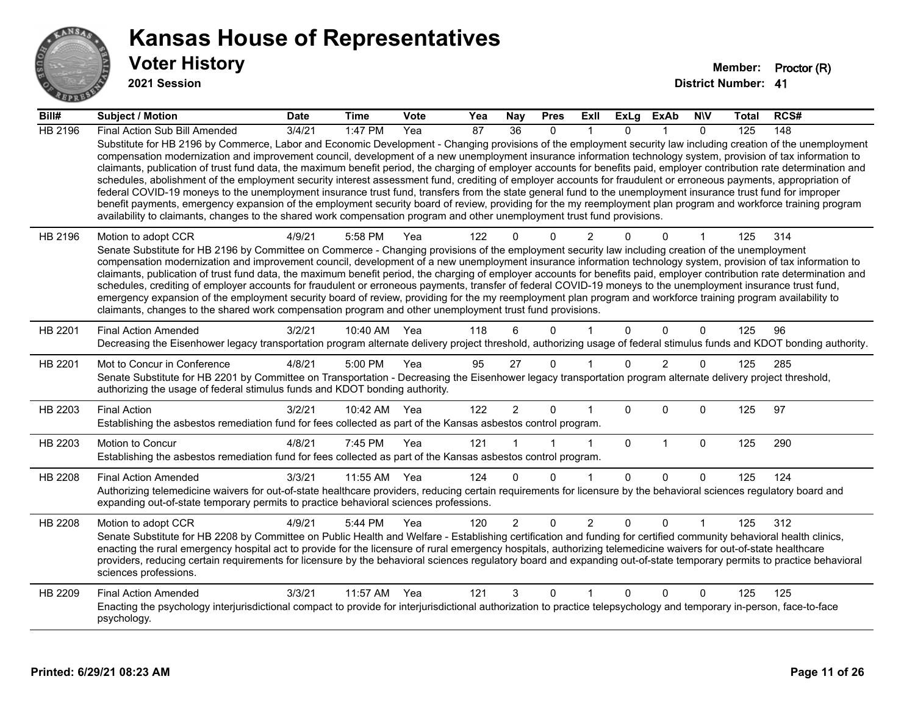# Kansas House of Representatives

## Voter History

**2021 Session**

**Member:** Proctor (R)
**District Number:** 41

| Bill# | Subject / Motion | Date | Time | Vote | Yea | Nay | Pres | ExII | ExLg | ExAb | N\V | Total | RCS# |
|---|---|---|---|---|---|---|---|---|---|---|---|---|---|
| HB 2196 | Final Action Sub Bill Amended | 3/4/21 | 1:47 PM | Yea | 87 | 36 | 0 | 1 | 0 | 1 | 0 | 125 | 148 |
| | Substitute for HB 2196 by Commerce, Labor and Economic Development - Changing provisions of the employment security law including creation of the unemployment compensation modernization and improvement council, development of a new unemployment insurance information technology system, provision of tax information to claimants, publication of trust fund data, the maximum benefit period, the charging of employer accounts for benefits paid, employer contribution rate determination and schedules, abolishment of the employment security interest assessment fund, crediting of employer accounts for fraudulent or erroneous payments, appropriation of federal COVID-19 moneys to the unemployment insurance trust fund, transfers from the state general fund to the unemployment insurance trust fund for improper benefit payments, emergency expansion of the employment security board of review, providing for the my reemployment plan program and workforce training program availability to claimants, changes to the shared work compensation program and other unemployment trust fund provisions. | | | | | | | | | | | | |
| HB 2196 | Motion to adopt CCR | 4/9/21 | 5:58 PM | Yea | 122 | 0 | 0 | 2 | 0 | 0 | 1 | 125 | 314 |
| | Senate Substitute for HB 2196 by Committee on Commerce - Changing provisions of the employment security law including creation of the unemployment compensation modernization and improvement council, development of a new unemployment insurance information technology system, provision of tax information to claimants, publication of trust fund data, the maximum benefit period, the charging of employer accounts for benefits paid, employer contribution rate determination and schedules, crediting of employer accounts for fraudulent or erroneous payments, transfer of federal COVID-19 moneys to the unemployment insurance trust fund, emergency expansion of the employment security board of review, providing for the my reemployment plan program and workforce training program availability to claimants, changes to the shared work compensation program and other unemployment trust fund provisions. | | | | | | | | | | | | |
| HB 2201 | Final Action Amended | 3/2/21 | 10:40 AM | Yea | 118 | 6 | 0 | 1 | 0 | 0 | 0 | 125 | 96 |
| | Decreasing the Eisenhower legacy transportation program alternate delivery project threshold, authorizing usage of federal stimulus funds and KDOT bonding authority. | | | | | | | | | | | | |
| HB 2201 | Mot to Concur in Conference | 4/8/21 | 5:00 PM | Yea | 95 | 27 | 0 | 1 | 0 | 2 | 0 | 125 | 285 |
| | Senate Substitute for HB 2201 by Committee on Transportation - Decreasing the Eisenhower legacy transportation program alternate delivery project threshold, authorizing the usage of federal stimulus funds and KDOT bonding authority. | | | | | | | | | | | | |
| HB 2203 | Final Action | 3/2/21 | 10:42 AM | Yea | 122 | 2 | 0 | 1 | 0 | 0 | 0 | 125 | 97 |
| | Establishing the asbestos remediation fund for fees collected as part of the Kansas asbestos control program. | | | | | | | | | | | | |
| HB 2203 | Motion to Concur | 4/8/21 | 7:45 PM | Yea | 121 | 1 | 1 | 1 | 0 | 1 | 0 | 125 | 290 |
| | Establishing the asbestos remediation fund for fees collected as part of the Kansas asbestos control program. | | | | | | | | | | | | |
| HB 2208 | Final Action Amended | 3/3/21 | 11:55 AM | Yea | 124 | 0 | 0 | 1 | 0 | 0 | 0 | 125 | 124 |
| | Authorizing telemedicine waivers for out-of-state healthcare providers, reducing certain requirements for licensure by the behavioral sciences regulatory board and expanding out-of-state temporary permits to practice behavioral sciences professions. | | | | | | | | | | | | |
| HB 2208 | Motion to adopt CCR | 4/9/21 | 5:44 PM | Yea | 120 | 2 | 0 | 2 | 0 | 0 | 1 | 125 | 312 |
| | Senate Substitute for HB 2208 by Committee on Public Health and Welfare - Establishing certification and funding for certified community behavioral health clinics, enacting the rural emergency hospital act to provide for the licensure of rural emergency hospitals, authorizing telemedicine waivers for out-of-state healthcare providers, reducing certain requirements for licensure by the behavioral sciences regulatory board and expanding out-of-state temporary permits to practice behavioral sciences professions. | | | | | | | | | | | | |
| HB 2209 | Final Action Amended | 3/3/21 | 11:57 AM | Yea | 121 | 3 | 0 | 1 | 0 | 0 | 0 | 125 | 125 |
| | Enacting the psychology interjurisdictional compact to provide for interjurisdictional authorization to practice telepsychology and temporary in-person, face-to-face psychology. | | | | | | | | | | | | |

**Printed: 6/29/21 08:23 AM**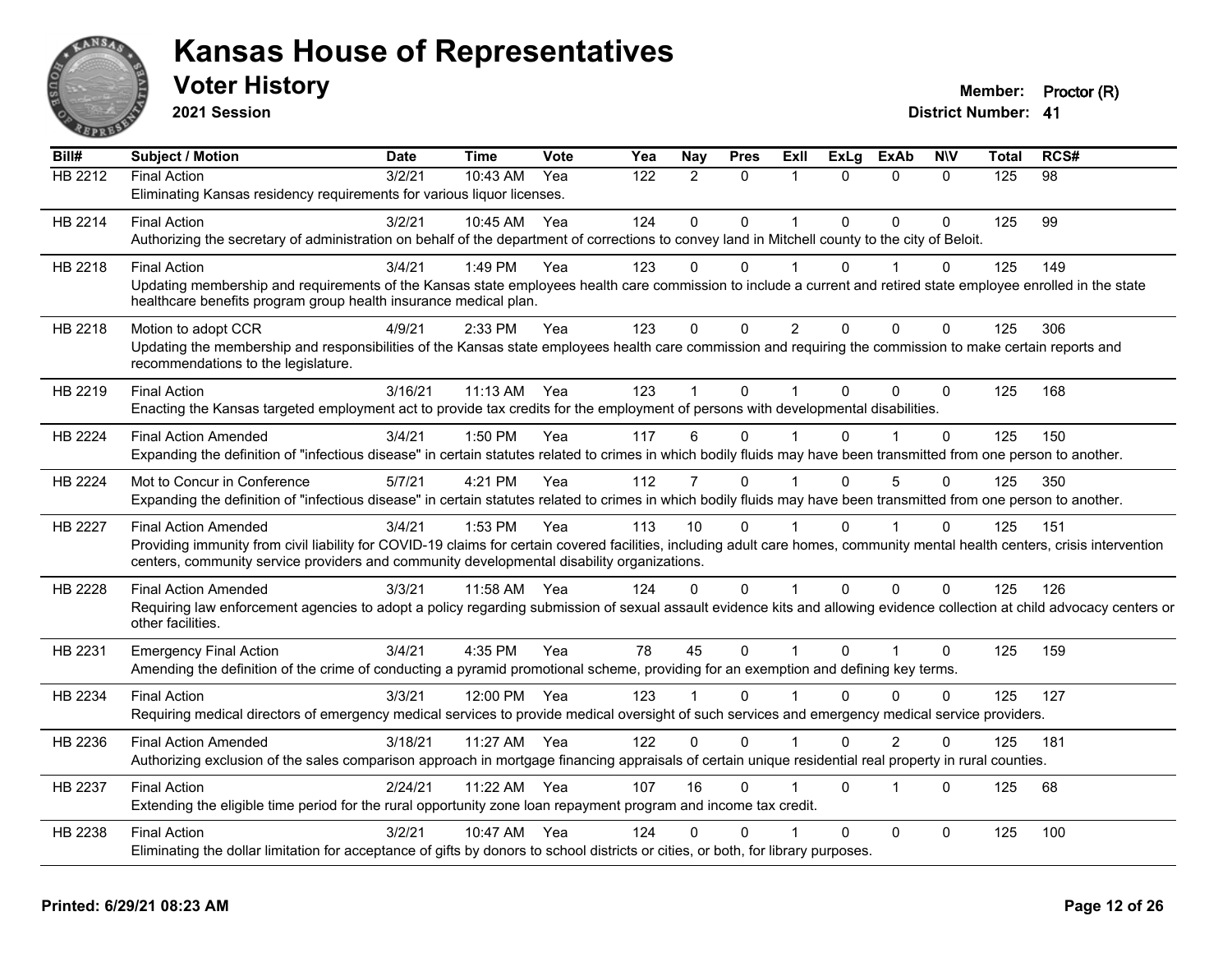# Kansas House of Representatives

## Voter History

**2021 Session**

**Member:** Proctor (R)

**District Number:** 41

| Bill# | Subject / Motion | Date | Time | Vote | Yea | Nay | Pres | ExIl | ExLg | ExAb | N\V | Total | RCS# |
|---|---|---|---|---|---|---|---|---|---|---|---|---|---|
| HB 2212 | Final Action | 3/2/21 | 10:43 AM | Yea | 122 | 2 | 0 | 1 | 0 | 0 | 0 | 125 | 98 |
| | Eliminating Kansas residency requirements for various liquor licenses. | | | | | | | | | | | | |
| HB 2214 | Final Action | 3/2/21 | 10:45 AM | Yea | 124 | 0 | 0 | 1 | 0 | 0 | 0 | 125 | 99 |
| | Authorizing the secretary of administration on behalf of the department of corrections to convey land in Mitchell county to the city of Beloit. | | | | | | | | | | | | |
| HB 2218 | Final Action | 3/4/21 | 1:49 PM | Yea | 123 | 0 | 0 | 1 | 0 | 1 | 0 | 125 | 149 |
| | Updating membership and requirements of the Kansas state employees health care commission to include a current and retired state employee enrolled in the state healthcare benefits program group health insurance medical plan. | | | | | | | | | | | | |
| HB 2218 | Motion to adopt CCR | 4/9/21 | 2:33 PM | Yea | 123 | 0 | 0 | 2 | 0 | 0 | 0 | 125 | 306 |
| | Updating the membership and responsibilities of the Kansas state employees health care commission and requiring the commission to make certain reports and recommendations to the legislature. | | | | | | | | | | | | |
| HB 2219 | Final Action | 3/16/21 | 11:13 AM | Yea | 123 | 1 | 0 | 1 | 0 | 0 | 0 | 125 | 168 |
| | Enacting the Kansas targeted employment act to provide tax credits for the employment of persons with developmental disabilities. | | | | | | | | | | | | |
| HB 2224 | Final Action Amended | 3/4/21 | 1:50 PM | Yea | 117 | 6 | 0 | 1 | 0 | 1 | 0 | 125 | 150 |
| | Expanding the definition of "infectious disease" in certain statutes related to crimes in which bodily fluids may have been transmitted from one person to another. | | | | | | | | | | | | |
| HB 2224 | Mot to Concur in Conference | 5/7/21 | 4:21 PM | Yea | 112 | 7 | 0 | 1 | 0 | 5 | 0 | 125 | 350 |
| | Expanding the definition of "infectious disease" in certain statutes related to crimes in which bodily fluids may have been transmitted from one person to another. | | | | | | | | | | | | |
| HB 2227 | Final Action Amended | 3/4/21 | 1:53 PM | Yea | 113 | 10 | 0 | 1 | 0 | 1 | 0 | 125 | 151 |
| | Providing immunity from civil liability for COVID-19 claims for certain covered facilities, including adult care homes, community mental health centers, crisis intervention centers, community service providers and community developmental disability organizations. | | | | | | | | | | | | |
| HB 2228 | Final Action Amended | 3/3/21 | 11:58 AM | Yea | 124 | 0 | 0 | 1 | 0 | 0 | 0 | 125 | 126 |
| | Requiring law enforcement agencies to adopt a policy regarding submission of sexual assault evidence kits and allowing evidence collection at child advocacy centers or other facilities. | | | | | | | | | | | | |
| HB 2231 | Emergency Final Action | 3/4/21 | 4:35 PM | Yea | 78 | 45 | 0 | 1 | 0 | 1 | 0 | 125 | 159 |
| | Amending the definition of the crime of conducting a pyramid promotional scheme, providing for an exemption and defining key terms. | | | | | | | | | | | | |
| HB 2234 | Final Action | 3/3/21 | 12:00 PM | Yea | 123 | 1 | 0 | 1 | 0 | 0 | 0 | 125 | 127 |
| | Requiring medical directors of emergency medical services to provide medical oversight of such services and emergency medical service providers. | | | | | | | | | | | | |
| HB 2236 | Final Action Amended | 3/18/21 | 11:27 AM | Yea | 122 | 0 | 0 | 1 | 0 | 2 | 0 | 125 | 181 |
| | Authorizing exclusion of the sales comparison approach in mortgage financing appraisals of certain unique residential real property in rural counties. | | | | | | | | | | | | |
| HB 2237 | Final Action | 2/24/21 | 11:22 AM | Yea | 107 | 16 | 0 | 1 | 0 | 1 | 0 | 125 | 68 |
| | Extending the eligible time period for the rural opportunity zone loan repayment program and income tax credit. | | | | | | | | | | | | |
| HB 2238 | Final Action | 3/2/21 | 10:47 AM | Yea | 124 | 0 | 0 | 1 | 0 | 0 | 0 | 125 | 100 |
| | Eliminating the dollar limitation for acceptance of gifts by donors to school districts or cities, or both, for library purposes. | | | | | | | | | | | | |

**Printed: 6/29/21 08:23 AM**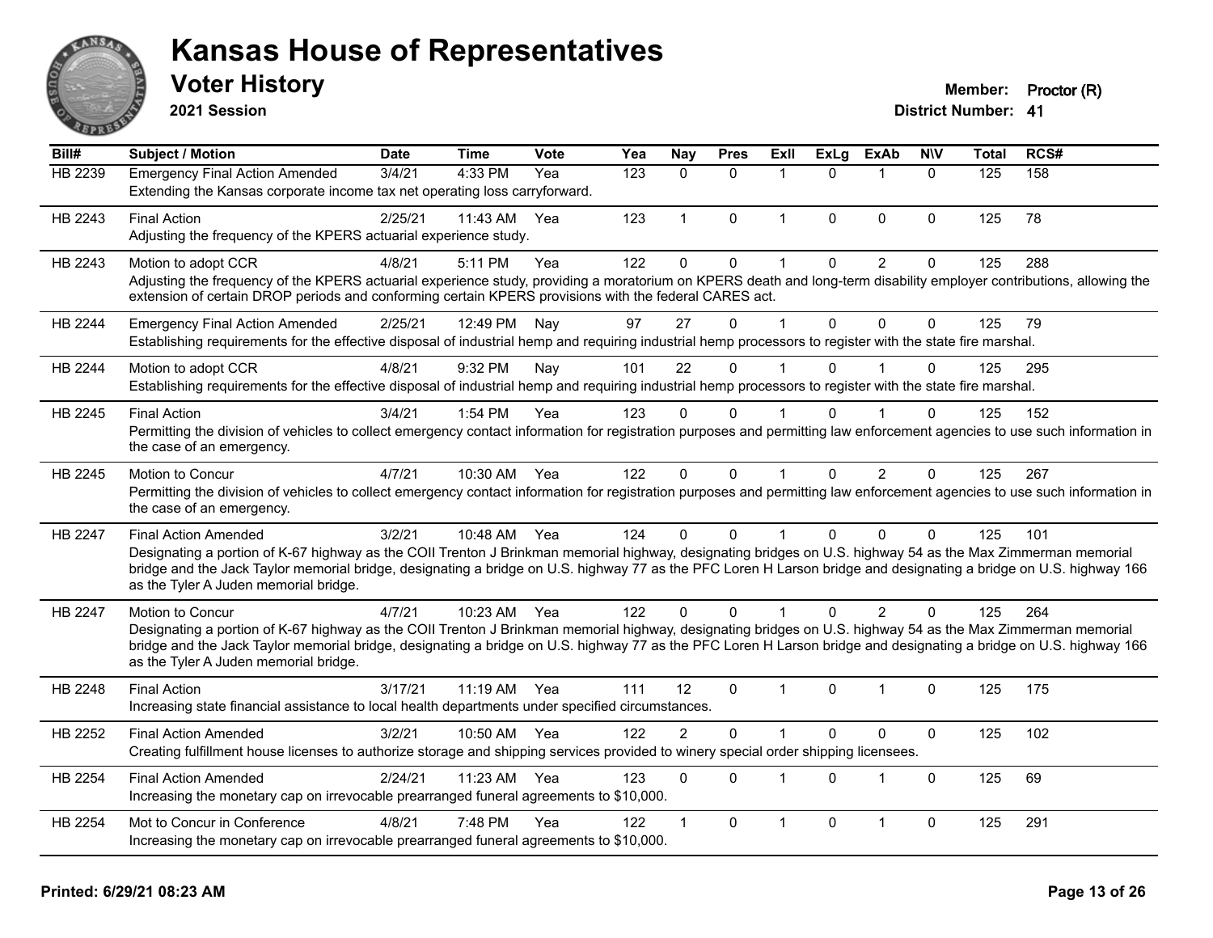# Kansas House of Representatives

## Voter History

**2021 Session**

**Member:** Proctor (R)
**District Number:** 41

| Bill# | Subject / Motion | Date | Time | Vote | Yea | Nay | Pres | ExII | ExLg | ExAb | N\V | Total | RCS# |
|---|---|---|---|---|---|---|---|---|---|---|---|---|---|
| HB 2239 | Emergency Final Action Amended<br>Extending the Kansas corporate income tax net operating loss carryforward. | 3/4/21 | 4:33 PM | Yea | 123 | 0 | 0 | 1 | 0 | 1 | 0 | 125 | 158 |
| HB 2243 | Final Action<br>Adjusting the frequency of the KPERS actuarial experience study. | 2/25/21 | 11:43 AM | Yea | 123 | 1 | 0 | 1 | 0 | 0 | 0 | 125 | 78 |
| HB 2243 | Motion to adopt CCR<br>Adjusting the frequency of the KPERS actuarial experience study, providing a moratorium on KPERS death and long-term disability employer contributions, allowing the extension of certain DROP periods and conforming certain KPERS provisions with the federal CARES act. | 4/8/21 | 5:11 PM | Yea | 122 | 0 | 0 | 1 | 0 | 2 | 0 | 125 | 288 |
| HB 2244 | Emergency Final Action Amended<br>Establishing requirements for the effective disposal of industrial hemp and requiring industrial hemp processors to register with the state fire marshal. | 2/25/21 | 12:49 PM | Nay | 97 | 27 | 0 | 1 | 0 | 0 | 0 | 125 | 79 |
| HB 2244 | Motion to adopt CCR<br>Establishing requirements for the effective disposal of industrial hemp and requiring industrial hemp processors to register with the state fire marshal. | 4/8/21 | 9:32 PM | Nay | 101 | 22 | 0 | 1 | 0 | 1 | 0 | 125 | 295 |
| HB 2245 | Final Action<br>Permitting the division of vehicles to collect emergency contact information for registration purposes and permitting law enforcement agencies to use such information in the case of an emergency. | 3/4/21 | 1:54 PM | Yea | 123 | 0 | 0 | 1 | 0 | 1 | 0 | 125 | 152 |
| HB 2245 | Motion to Concur<br>Permitting the division of vehicles to collect emergency contact information for registration purposes and permitting law enforcement agencies to use such information in the case of an emergency. | 4/7/21 | 10:30 AM | Yea | 122 | 0 | 0 | 1 | 0 | 2 | 0 | 125 | 267 |
| HB 2247 | Final Action Amended<br>Designating a portion of K-67 highway as the COII Trenton J Brinkman memorial highway, designating bridges on U.S. highway 54 as the Max Zimmerman memorial bridge and the Jack Taylor memorial bridge, designating a bridge on U.S. highway 77 as the PFC Loren H Larson bridge and designating a bridge on U.S. highway 166 as the Tyler A Juden memorial bridge. | 3/2/21 | 10:48 AM | Yea | 124 | 0 | 0 | 1 | 0 | 0 | 0 | 125 | 101 |
| HB 2247 | Motion to Concur<br>Designating a portion of K-67 highway as the COII Trenton J Brinkman memorial highway, designating bridges on U.S. highway 54 as the Max Zimmerman memorial bridge and the Jack Taylor memorial bridge, designating a bridge on U.S. highway 77 as the PFC Loren H Larson bridge and designating a bridge on U.S. highway 166 as the Tyler A Juden memorial bridge. | 4/7/21 | 10:23 AM | Yea | 122 | 0 | 0 | 1 | 0 | 2 | 0 | 125 | 264 |
| HB 2248 | Final Action<br>Increasing state financial assistance to local health departments under specified circumstances. | 3/17/21 | 11:19 AM | Yea | 111 | 12 | 0 | 1 | 0 | 1 | 0 | 125 | 175 |
| HB 2252 | Final Action Amended<br>Creating fulfillment house licenses to authorize storage and shipping services provided to winery special order shipping licensees. | 3/2/21 | 10:50 AM | Yea | 122 | 2 | 0 | 1 | 0 | 0 | 0 | 125 | 102 |
| HB 2254 | Final Action Amended<br>Increasing the monetary cap on irrevocable prearranged funeral agreements to $10,000. | 2/24/21 | 11:23 AM | Yea | 123 | 0 | 0 | 1 | 0 | 1 | 0 | 125 | 69 |
| HB 2254 | Mot to Concur in Conference<br>Increasing the monetary cap on irrevocable prearranged funeral agreements to $10,000. | 4/8/21 | 7:48 PM | Yea | 122 | 1 | 0 | 1 | 0 | 1 | 0 | 125 | 291 |

**Printed: 6/29/21 08:23 AM**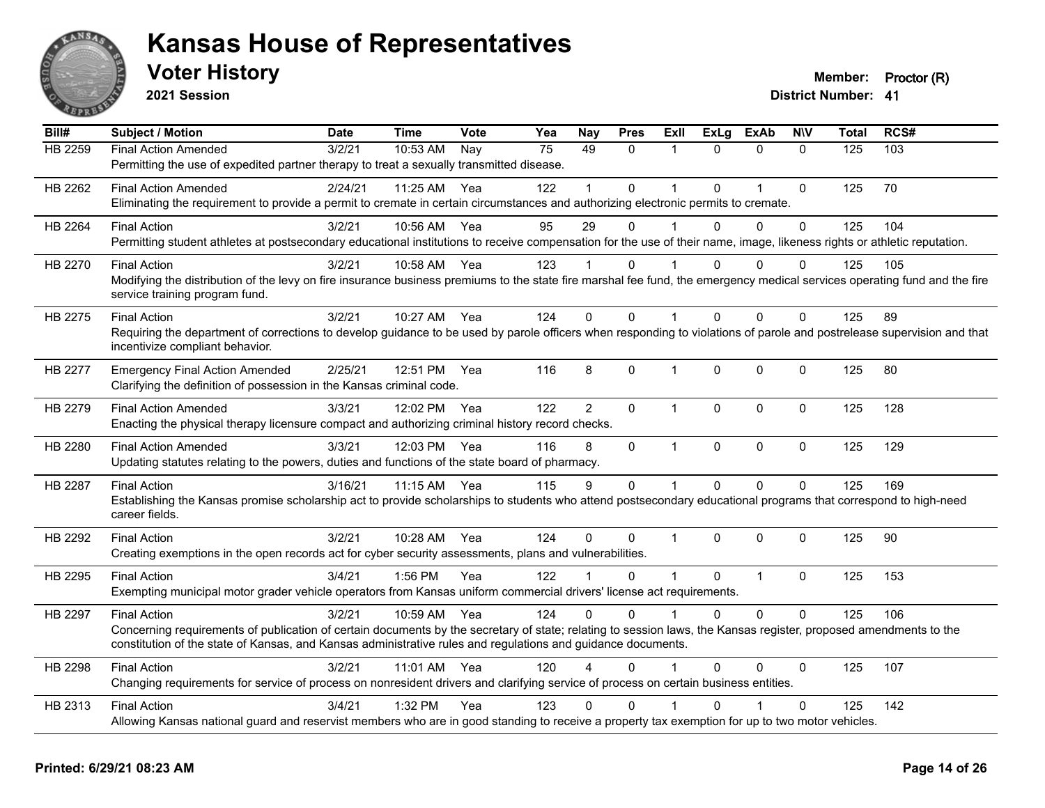# Kansas House of Representatives

## Voter History

**2021 Session**

**Member:** Proctor (R)

**District Number:** 41

| Bill# | Subject / Motion | Date | Time | Vote | Yea | Nay | Pres | ExII | ExLg | ExAb | N\V | Total | RCS# |
|---|---|---|---|---|---|---|---|---|---|---|---|---|---|
| HB 2259 | Final Action Amended | 3/2/21 | 10:53 AM | Nay | 75 | 49 | 0 | 1 | 0 | 0 | 0 | 125 | 103 |
| | Permitting the use of expedited partner therapy to treat a sexually transmitted disease. | | | | | | | | | | | | |
| HB 2262 | Final Action Amended | 2/24/21 | 11:25 AM | Yea | 122 | 1 | 0 | 1 | 0 | 1 | 0 | 125 | 70 |
| | Eliminating the requirement to provide a permit to cremate in certain circumstances and authorizing electronic permits to cremate. | | | | | | | | | | | | |
| HB 2264 | Final Action | 3/2/21 | 10:56 AM | Yea | 95 | 29 | 0 | 1 | 0 | 0 | 0 | 125 | 104 |
| | Permitting student athletes at postsecondary educational institutions to receive compensation for the use of their name, image, likeness rights or athletic reputation. | | | | | | | | | | | | |
| HB 2270 | Final Action | 3/2/21 | 10:58 AM | Yea | 123 | 1 | 0 | 1 | 0 | 0 | 0 | 125 | 105 |
| | Modifying the distribution of the levy on fire insurance business premiums to the state fire marshal fee fund, the emergency medical services operating fund and the fire service training program fund. | | | | | | | | | | | | |
| HB 2275 | Final Action | 3/2/21 | 10:27 AM | Yea | 124 | 0 | 0 | 1 | 0 | 0 | 0 | 125 | 89 |
| | Requiring the department of corrections to develop guidance to be used by parole officers when responding to violations of parole and postrelease supervision and that incentivize compliant behavior. | | | | | | | | | | | | |
| HB 2277 | Emergency Final Action Amended | 2/25/21 | 12:51 PM | Yea | 116 | 8 | 0 | 1 | 0 | 0 | 0 | 125 | 80 |
| | Clarifying the definition of possession in the Kansas criminal code. | | | | | | | | | | | | |
| HB 2279 | Final Action Amended | 3/3/21 | 12:02 PM | Yea | 122 | 2 | 0 | 1 | 0 | 0 | 0 | 125 | 128 |
| | Enacting the physical therapy licensure compact and authorizing criminal history record checks. | | | | | | | | | | | | |
| HB 2280 | Final Action Amended | 3/3/21 | 12:03 PM | Yea | 116 | 8 | 0 | 1 | 0 | 0 | 0 | 125 | 129 |
| | Updating statutes relating to the powers, duties and functions of the state board of pharmacy. | | | | | | | | | | | | |
| HB 2287 | Final Action | 3/16/21 | 11:15 AM | Yea | 115 | 9 | 0 | 1 | 0 | 0 | 0 | 125 | 169 |
| | Establishing the Kansas promise scholarship act to provide scholarships to students who attend postsecondary educational programs that correspond to high-need career fields. | | | | | | | | | | | | |
| HB 2292 | Final Action | 3/2/21 | 10:28 AM | Yea | 124 | 0 | 0 | 1 | 0 | 0 | 0 | 125 | 90 |
| | Creating exemptions in the open records act for cyber security assessments, plans and vulnerabilities. | | | | | | | | | | | | |
| HB 2295 | Final Action | 3/4/21 | 1:56 PM | Yea | 122 | 1 | 0 | 1 | 0 | 1 | 0 | 125 | 153 |
| | Exempting municipal motor grader vehicle operators from Kansas uniform commercial drivers' license act requirements. | | | | | | | | | | | | |
| HB 2297 | Final Action | 3/2/21 | 10:59 AM | Yea | 124 | 0 | 0 | 1 | 0 | 0 | 0 | 125 | 106 |
| | Concerning requirements of publication of certain documents by the secretary of state; relating to session laws, the Kansas register, proposed amendments to the constitution of the state of Kansas, and Kansas administrative rules and regulations and guidance documents. | | | | | | | | | | | | |
| HB 2298 | Final Action | 3/2/21 | 11:01 AM | Yea | 120 | 4 | 0 | 1 | 0 | 0 | 0 | 125 | 107 |
| | Changing requirements for service of process on nonresident drivers and clarifying service of process on certain business entities. | | | | | | | | | | | | |
| HB 2313 | Final Action | 3/4/21 | 1:32 PM | Yea | 123 | 0 | 0 | 1 | 0 | 1 | 0 | 125 | 142 |
| | Allowing Kansas national guard and reservist members who are in good standing to receive a property tax exemption for up to two motor vehicles. | | | | | | | | | | | | |

**Printed: 6/29/21 08:23 AM**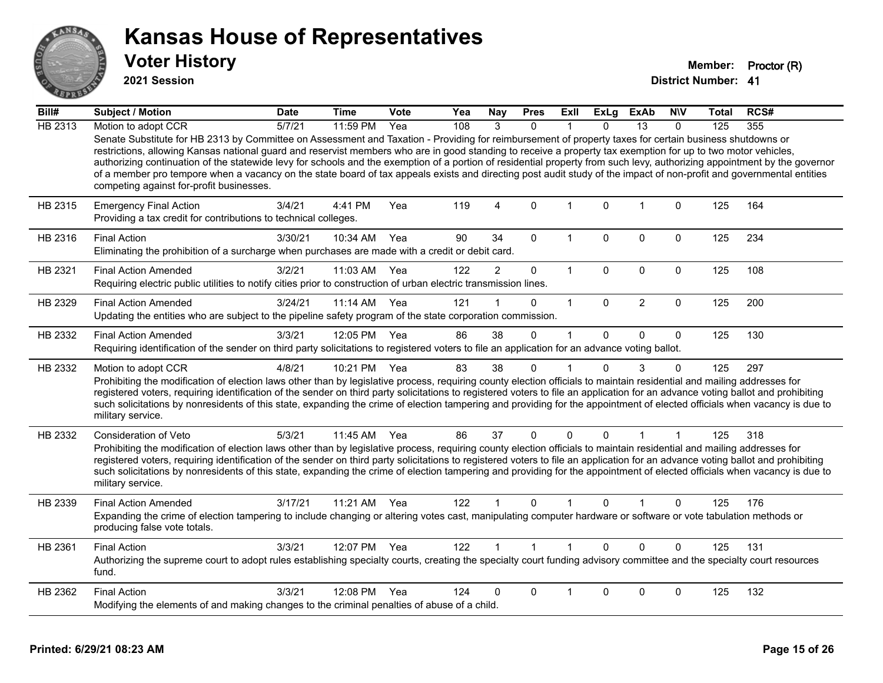# Kansas House of Representatives

## Voter History

**2021 Session**

**Member:** Proctor (R)
**District Number:** 41

| Bill# | Subject / Motion | Date | Time | Vote | Yea | Nay | Pres | ExII | ExLg | ExAb | N\V | Total | RCS# |
|---|---|---|---|---|---|---|---|---|---|---|---|---|---|
| HB 2313 | Motion to adopt CCR | 5/7/21 | 11:59 PM | Yea | 108 | 3 | 0 | 1 | 0 | 13 | 0 | 125 | 355 |
| | Senate Substitute for HB 2313 by Committee on Assessment and Taxation - Providing for reimbursement of property taxes for certain business shutdowns or restrictions, allowing Kansas national guard and reservist members who are in good standing to receive a property tax exemption for up to two motor vehicles, authorizing continuation of the statewide levy for schools and the exemption of a portion of residential property from such levy, authorizing appointment by the governor of a member pro tempore when a vacancy on the state board of tax appeals exists and directing post audit study of the impact of non-profit and governmental entities competing against for-profit businesses. | | | | | | | | | | | | |
| HB 2315 | Emergency Final Action | 3/4/21 | 4:41 PM | Yea | 119 | 4 | 0 | 1 | 0 | 1 | 0 | 125 | 164 |
| | Providing a tax credit for contributions to technical colleges. | | | | | | | | | | | | |
| HB 2316 | Final Action | 3/30/21 | 10:34 AM | Yea | 90 | 34 | 0 | 1 | 0 | 0 | 0 | 125 | 234 |
| | Eliminating the prohibition of a surcharge when purchases are made with a credit or debit card. | | | | | | | | | | | | |
| HB 2321 | Final Action Amended | 3/2/21 | 11:03 AM | Yea | 122 | 2 | 0 | 1 | 0 | 0 | 0 | 125 | 108 |
| | Requiring electric public utilities to notify cities prior to construction of urban electric transmission lines. | | | | | | | | | | | | |
| HB 2329 | Final Action Amended | 3/24/21 | 11:14 AM | Yea | 121 | 1 | 0 | 1 | 0 | 2 | 0 | 125 | 200 |
| | Updating the entities who are subject to the pipeline safety program of the state corporation commission. | | | | | | | | | | | | |
| HB 2332 | Final Action Amended | 3/3/21 | 12:05 PM | Yea | 86 | 38 | 0 | 1 | 0 | 0 | 0 | 125 | 130 |
| | Requiring identification of the sender on third party solicitations to registered voters to file an application for an advance voting ballot. | | | | | | | | | | | | |
| HB 2332 | Motion to adopt CCR | 4/8/21 | 10:21 PM | Yea | 83 | 38 | 0 | 1 | 0 | 3 | 0 | 125 | 297 |
| | Prohibiting the modification of election laws other than by legislative process, requiring county election officials to maintain residential and mailing addresses for registered voters, requiring identification of the sender on third party solicitations to registered voters to file an application for an advance voting ballot and prohibiting such solicitations by nonresidents of this state, expanding the crime of election tampering and providing for the appointment of elected officials when vacancy is due to military service. | | | | | | | | | | | | |
| HB 2332 | Consideration of Veto | 5/3/21 | 11:45 AM | Yea | 86 | 37 | 0 | 0 | 0 | 1 | 1 | 125 | 318 |
| | Prohibiting the modification of election laws other than by legislative process, requiring county election officials to maintain residential and mailing addresses for registered voters, requiring identification of the sender on third party solicitations to registered voters to file an application for an advance voting ballot and prohibiting such solicitations by nonresidents of this state, expanding the crime of election tampering and providing for the appointment of elected officials when vacancy is due to military service. | | | | | | | | | | | | |
| HB 2339 | Final Action Amended | 3/17/21 | 11:21 AM | Yea | 122 | 1 | 0 | 1 | 0 | 1 | 0 | 125 | 176 |
| | Expanding the crime of election tampering to include changing or altering votes cast, manipulating computer hardware or software or vote tabulation methods or producing false vote totals. | | | | | | | | | | | | |
| HB 2361 | Final Action | 3/3/21 | 12:07 PM | Yea | 122 | 1 | 1 | 1 | 0 | 0 | 0 | 125 | 131 |
| | Authorizing the supreme court to adopt rules establishing specialty courts, creating the specialty court funding advisory committee and the specialty court resources fund. | | | | | | | | | | | | |
| HB 2362 | Final Action | 3/3/21 | 12:08 PM | Yea | 124 | 0 | 0 | 1 | 0 | 0 | 0 | 125 | 132 |
| | Modifying the elements of and making changes to the criminal penalties of abuse of a child. | | | | | | | | | | | | |

**Printed: 6/29/21 08:23 AM**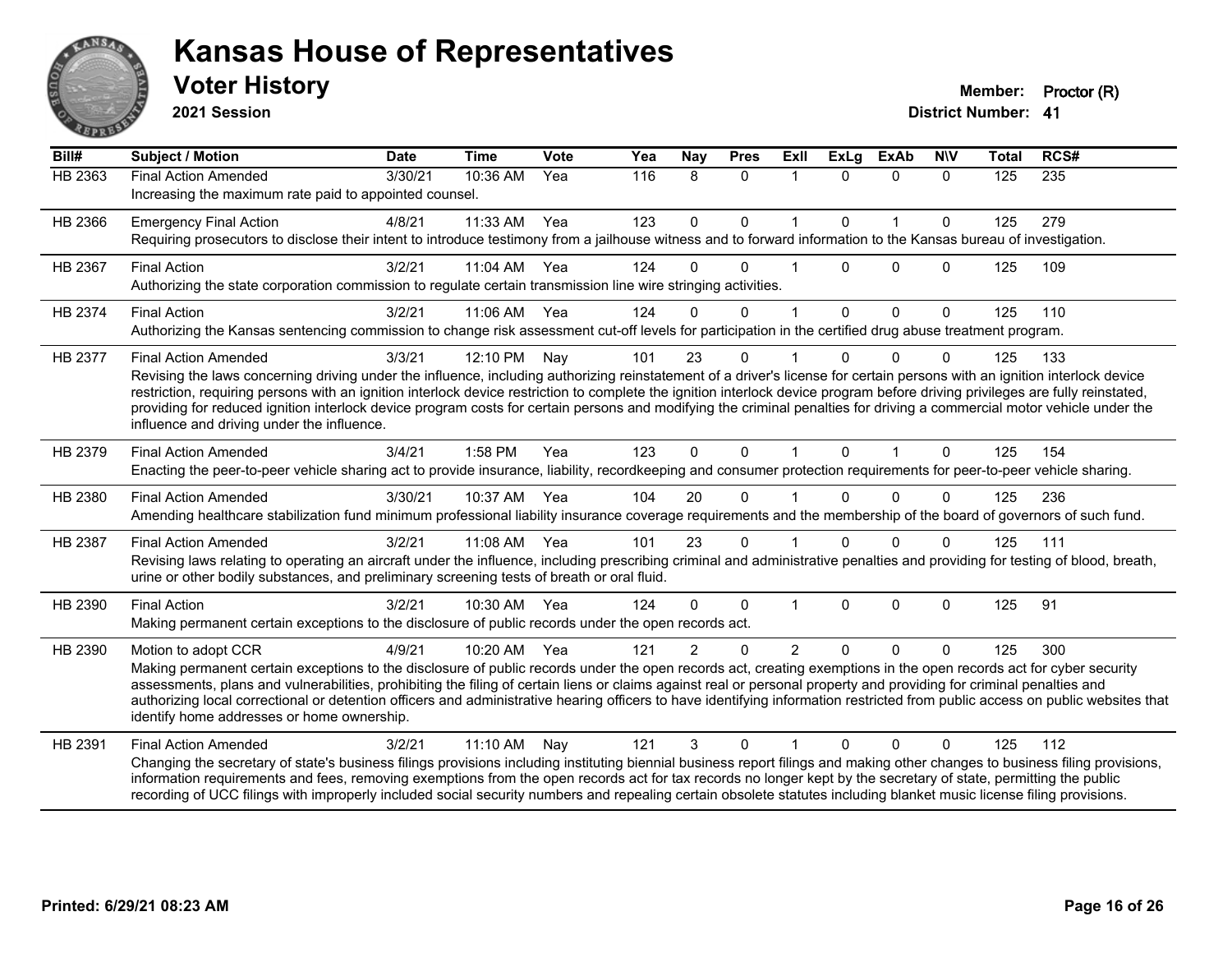# Kansas House of Representatives

## Voter History

**2021 Session**

**Member:** Proctor (R)
**District Number:** 41

| Bill# | Subject / Motion | Date | Time | Vote | Yea | Nay | Pres | ExII | ExLg | ExAb | N\V | Total | RCS# |
|---|---|---|---|---|---|---|---|---|---|---|---|---|---|
| HB 2363 | Final Action Amended | 3/30/21 | 10:36 AM | Yea | 116 | 8 | 0 | 1 | 0 | 0 | 0 | 125 | 235 |
| | Increasing the maximum rate paid to appointed counsel. | | | | | | | | | | | | |
| HB 2366 | Emergency Final Action | 4/8/21 | 11:33 AM | Yea | 123 | 0 | 0 | 1 | 0 | 1 | 0 | 125 | 279 |
| | Requiring prosecutors to disclose their intent to introduce testimony from a jailhouse witness and to forward information to the Kansas bureau of investigation. | | | | | | | | | | | | |
| HB 2367 | Final Action | 3/2/21 | 11:04 AM | Yea | 124 | 0 | 0 | 1 | 0 | 0 | 0 | 125 | 109 |
| | Authorizing the state corporation commission to regulate certain transmission line wire stringing activities. | | | | | | | | | | | | |
| HB 2374 | Final Action | 3/2/21 | 11:06 AM | Yea | 124 | 0 | 0 | 1 | 0 | 0 | 0 | 125 | 110 |
| | Authorizing the Kansas sentencing commission to change risk assessment cut-off levels for participation in the certified drug abuse treatment program. | | | | | | | | | | | | |
| HB 2377 | Final Action Amended | 3/3/21 | 12:10 PM | Nay | 101 | 23 | 0 | 1 | 0 | 0 | 0 | 125 | 133 |
| | Revising the laws concerning driving under the influence, including authorizing reinstatement of a driver's license for certain persons with an ignition interlock device restriction, requiring persons with an ignition interlock device restriction to complete the ignition interlock device program before driving privileges are fully reinstated, providing for reduced ignition interlock device program costs for certain persons and modifying the criminal penalties for driving a commercial motor vehicle under the influence and driving under the influence. | | | | | | | | | | | | |
| HB 2379 | Final Action Amended | 3/4/21 | 1:58 PM | Yea | 123 | 0 | 0 | 1 | 0 | 1 | 0 | 125 | 154 |
| | Enacting the peer-to-peer vehicle sharing act to provide insurance, liability, recordkeeping and consumer protection requirements for peer-to-peer vehicle sharing. | | | | | | | | | | | | |
| HB 2380 | Final Action Amended | 3/30/21 | 10:37 AM | Yea | 104 | 20 | 0 | 1 | 0 | 0 | 0 | 125 | 236 |
| | Amending healthcare stabilization fund minimum professional liability insurance coverage requirements and the membership of the board of governors of such fund. | | | | | | | | | | | | |
| HB 2387 | Final Action Amended | 3/2/21 | 11:08 AM | Yea | 101 | 23 | 0 | 1 | 0 | 0 | 0 | 125 | 111 |
| | Revising laws relating to operating an aircraft under the influence, including prescribing criminal and administrative penalties and providing for testing of blood, breath, urine or other bodily substances, and preliminary screening tests of breath or oral fluid. | | | | | | | | | | | | |
| HB 2390 | Final Action | 3/2/21 | 10:30 AM | Yea | 124 | 0 | 0 | 1 | 0 | 0 | 0 | 125 | 91 |
| | Making permanent certain exceptions to the disclosure of public records under the open records act. | | | | | | | | | | | | |
| HB 2390 | Motion to adopt CCR | 4/9/21 | 10:20 AM | Yea | 121 | 2 | 0 | 2 | 0 | 0 | 0 | 125 | 300 |
| | Making permanent certain exceptions to the disclosure of public records under the open records act, creating exemptions in the open records act for cyber security assessments, plans and vulnerabilities, prohibiting the filing of certain liens or claims against real or personal property and providing for criminal penalties and authorizing local correctional or detention officers and administrative hearing officers to have identifying information restricted from public access on public websites that identify home addresses or home ownership. | | | | | | | | | | | | |
| HB 2391 | Final Action Amended | 3/2/21 | 11:10 AM | Nay | 121 | 3 | 0 | 1 | 0 | 0 | 0 | 125 | 112 |
| | Changing the secretary of state's business filings provisions including instituting biennial business report filings and making other changes to business filing provisions, information requirements and fees, removing exemptions from the open records act for tax records no longer kept by the secretary of state, permitting the public recording of UCC filings with improperly included social security numbers and repealing certain obsolete statutes including blanket music license filing provisions. | | | | | | | | | | | | |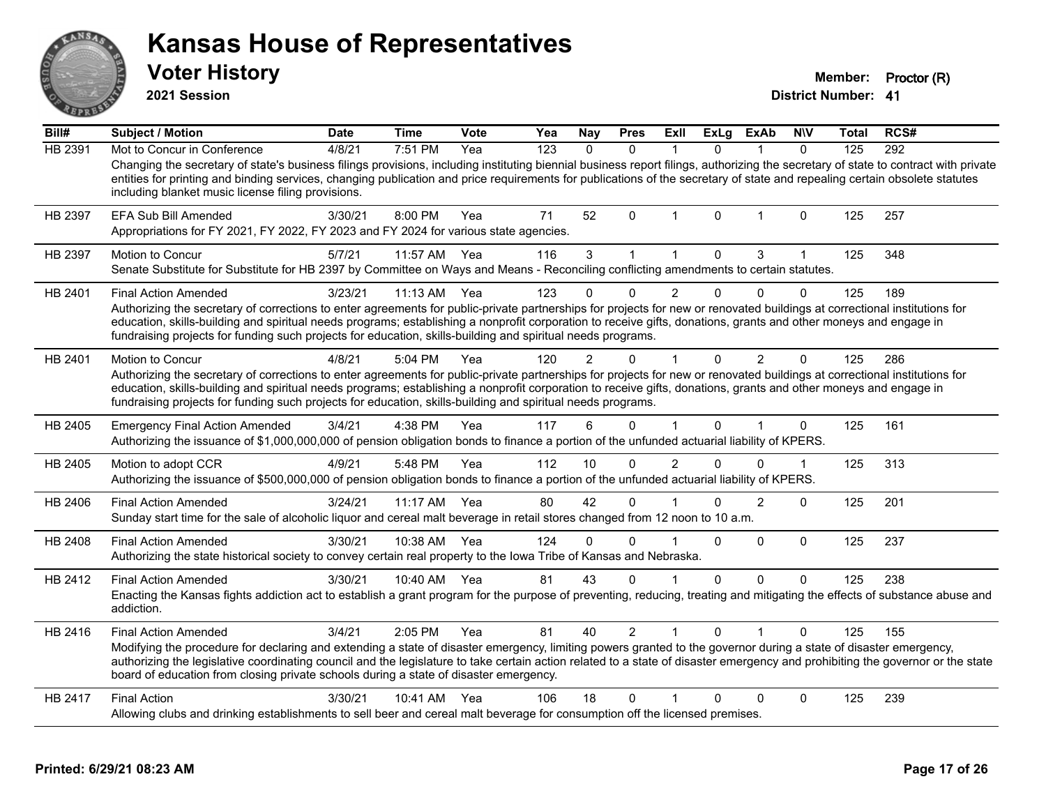# Kansas House of Representatives

## Voter History

**2021 Session**

**Member:** Proctor (R)
**District Number:** 41

| Bill# | Subject / Motion | Date | Time | Vote | Yea | Nay | Pres | ExII | ExLg | ExAb | N\V | Total | RCS# |
|---|---|---|---|---|---|---|---|---|---|---|---|---|---|
| HB 2391 | Mot to Concur in Conference | 4/8/21 | 7:51 PM | Yea | 123 | 0 | 0 | 1 | 0 | 1 | 0 | 125 | 292 |
| | Changing the secretary of state's business filings provisions, including instituting biennial business report filings, authorizing the secretary of state to contract with private entities for printing and binding services, changing publication and price requirements for publications of the secretary of state and repealing certain obsolete statutes including blanket music license filing provisions. | | | | | | | | | | | | |
| HB 2397 | EFA Sub Bill Amended | 3/30/21 | 8:00 PM | Yea | 71 | 52 | 0 | 1 | 0 | 1 | 0 | 125 | 257 |
| | Appropriations for FY 2021, FY 2022, FY 2023 and FY 2024 for various state agencies. | | | | | | | | | | | | |
| HB 2397 | Motion to Concur | 5/7/21 | 11:57 AM | Yea | 116 | 3 | 1 | 1 | 0 | 3 | 1 | 125 | 348 |
| | Senate Substitute for Substitute for HB 2397 by Committee on Ways and Means - Reconciling conflicting amendments to certain statutes. | | | | | | | | | | | | |
| HB 2401 | Final Action Amended | 3/23/21 | 11:13 AM | Yea | 123 | 0 | 0 | 2 | 0 | 0 | 0 | 125 | 189 |
| | Authorizing the secretary of corrections to enter agreements for public-private partnerships for projects for new or renovated buildings at correctional institutions for education, skills-building and spiritual needs programs; establishing a nonprofit corporation to receive gifts, donations, grants and other moneys and engage in fundraising projects for funding such projects for education, skills-building and spiritual needs programs. | | | | | | | | | | | | |
| HB 2401 | Motion to Concur | 4/8/21 | 5:04 PM | Yea | 120 | 2 | 0 | 1 | 0 | 2 | 0 | 125 | 286 |
| | Authorizing the secretary of corrections to enter agreements for public-private partnerships for projects for new or renovated buildings at correctional institutions for education, skills-building and spiritual needs programs; establishing a nonprofit corporation to receive gifts, donations, grants and other moneys and engage in fundraising projects for funding such projects for education, skills-building and spiritual needs programs. | | | | | | | | | | | | |
| HB 2405 | Emergency Final Action Amended | 3/4/21 | 4:38 PM | Yea | 117 | 6 | 0 | 1 | 0 | 1 | 0 | 125 | 161 |
| | Authorizing the issuance of $1,000,000,000 of pension obligation bonds to finance a portion of the unfunded actuarial liability of KPERS. | | | | | | | | | | | | |
| HB 2405 | Motion to adopt CCR | 4/9/21 | 5:48 PM | Yea | 112 | 10 | 0 | 2 | 0 | 0 | 1 | 125 | 313 |
| | Authorizing the issuance of $500,000,000 of pension obligation bonds to finance a portion of the unfunded actuarial liability of KPERS. | | | | | | | | | | | | |
| HB 2406 | Final Action Amended | 3/24/21 | 11:17 AM | Yea | 80 | 42 | 0 | 1 | 0 | 2 | 0 | 125 | 201 |
| | Sunday start time for the sale of alcoholic liquor and cereal malt beverage in retail stores changed from 12 noon to 10 a.m. | | | | | | | | | | | | |
| HB 2408 | Final Action Amended | 3/30/21 | 10:38 AM | Yea | 124 | 0 | 0 | 1 | 0 | 0 | 0 | 125 | 237 |
| | Authorizing the state historical society to convey certain real property to the Iowa Tribe of Kansas and Nebraska. | | | | | | | | | | | | |
| HB 2412 | Final Action Amended | 3/30/21 | 10:40 AM | Yea | 81 | 43 | 0 | 1 | 0 | 0 | 0 | 125 | 238 |
| | Enacting the Kansas fights addiction act to establish a grant program for the purpose of preventing, reducing, treating and mitigating the effects of substance abuse and addiction. | | | | | | | | | | | | |
| HB 2416 | Final Action Amended | 3/4/21 | 2:05 PM | Yea | 81 | 40 | 2 | 1 | 0 | 1 | 0 | 125 | 155 |
| | Modifying the procedure for declaring and extending a state of disaster emergency, limiting powers granted to the governor during a state of disaster emergency, authorizing the legislative coordinating council and the legislature to take certain action related to a state of disaster emergency and prohibiting the governor or the state board of education from closing private schools during a state of disaster emergency. | | | | | | | | | | | | |
| HB 2417 | Final Action | 3/30/21 | 10:41 AM | Yea | 106 | 18 | 0 | 1 | 0 | 0 | 0 | 125 | 239 |
| | Allowing clubs and drinking establishments to sell beer and cereal malt beverage for consumption off the licensed premises. | | | | | | | | | | | | |

**Printed: 6/29/21 08:23 AM**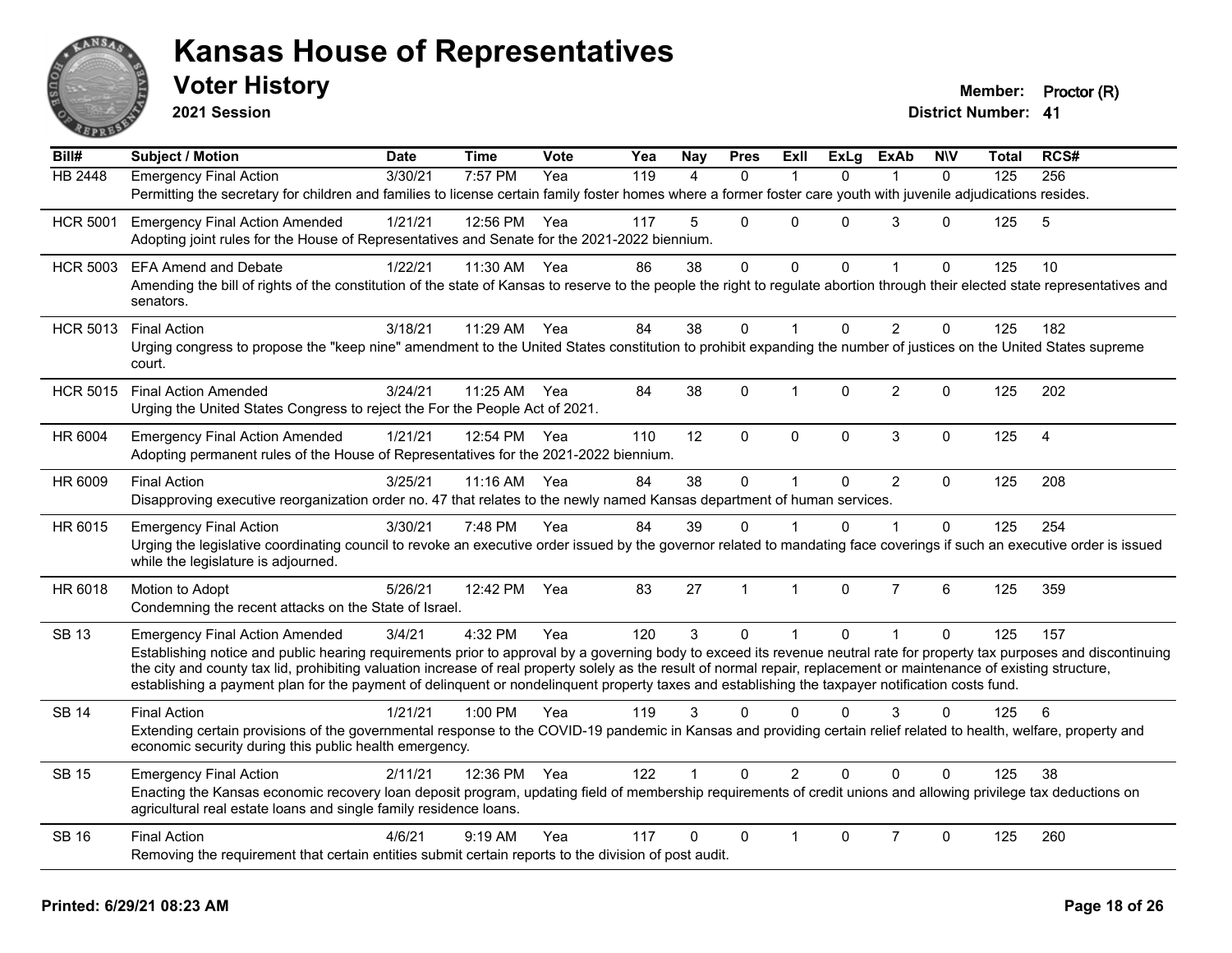# Kansas House of Representatives

## Voter History

**2021 Session**

**Member:** Proctor (R)

**District Number:** 41

| Bill# | Subject / Motion | Date | Time | Vote | Yea | Nay | Pres | ExII | ExLg | ExAb | N\V | Total | RCS# |
|---|---|---|---|---|---|---|---|---|---|---|---|---|---|
| HB 2448 | Emergency Final Action | 3/30/21 | 7:57 PM | Yea | 119 | 4 | 0 | 1 | 0 | 1 | 0 | 125 | 256 |
| | Permitting the secretary for children and families to license certain family foster homes where a former foster care youth with juvenile adjudications resides. | | | | | | | | | | | | |
| HCR 5001 | Emergency Final Action Amended | 1/21/21 | 12:56 PM | Yea | 117 | 5 | 0 | 0 | 0 | 3 | 0 | 125 | 5 |
| | Adopting joint rules for the House of Representatives and Senate for the 2021-2022 biennium. | | | | | | | | | | | | |
| HCR 5003 | EFA Amend and Debate | 1/22/21 | 11:30 AM | Yea | 86 | 38 | 0 | 0 | 0 | 1 | 0 | 125 | 10 |
| | Amending the bill of rights of the constitution of the state of Kansas to reserve to the people the right to regulate abortion through their elected state representatives and senators. | | | | | | | | | | | | |
| HCR 5013 | Final Action | 3/18/21 | 11:29 AM | Yea | 84 | 38 | 0 | 1 | 0 | 2 | 0 | 125 | 182 |
| | Urging congress to propose the "keep nine" amendment to the United States constitution to prohibit expanding the number of justices on the United States supreme court. | | | | | | | | | | | | |
| HCR 5015 | Final Action Amended | 3/24/21 | 11:25 AM | Yea | 84 | 38 | 0 | 1 | 0 | 2 | 0 | 125 | 202 |
| | Urging the United States Congress to reject the For the People Act of 2021. | | | | | | | | | | | | |
| HR 6004 | Emergency Final Action Amended | 1/21/21 | 12:54 PM | Yea | 110 | 12 | 0 | 0 | 0 | 3 | 0 | 125 | 4 |
| | Adopting permanent rules of the House of Representatives for the 2021-2022 biennium. | | | | | | | | | | | | |
| HR 6009 | Final Action | 3/25/21 | 11:16 AM | Yea | 84 | 38 | 0 | 1 | 0 | 2 | 0 | 125 | 208 |
| | Disapproving executive reorganization order no. 47 that relates to the newly named Kansas department of human services. | | | | | | | | | | | | |
| HR 6015 | Emergency Final Action | 3/30/21 | 7:48 PM | Yea | 84 | 39 | 0 | 1 | 0 | 1 | 0 | 125 | 254 |
| | Urging the legislative coordinating council to revoke an executive order issued by the governor related to mandating face coverings if such an executive order is issued while the legislature is adjourned. | | | | | | | | | | | | |
| HR 6018 | Motion to Adopt | 5/26/21 | 12:42 PM | Yea | 83 | 27 | 1 | 1 | 0 | 7 | 6 | 125 | 359 |
| | Condemning the recent attacks on the State of Israel. | | | | | | | | | | | | |
| SB 13 | Emergency Final Action Amended | 3/4/21 | 4:32 PM | Yea | 120 | 3 | 0 | 1 | 0 | 1 | 0 | 125 | 157 |
| | Establishing notice and public hearing requirements prior to approval by a governing body to exceed its revenue neutral rate for property tax purposes and discontinuing the city and county tax lid, prohibiting valuation increase of real property solely as the result of normal repair, replacement or maintenance of existing structure, establishing a payment plan for the payment of delinquent or nondelinquent property taxes and establishing the taxpayer notification costs fund. | | | | | | | | | | | | |
| SB 14 | Final Action | 1/21/21 | 1:00 PM | Yea | 119 | 3 | 0 | 0 | 0 | 3 | 0 | 125 | 6 |
| | Extending certain provisions of the governmental response to the COVID-19 pandemic in Kansas and providing certain relief related to health, welfare, property and economic security during this public health emergency. | | | | | | | | | | | | |
| SB 15 | Emergency Final Action | 2/11/21 | 12:36 PM | Yea | 122 | 1 | 0 | 2 | 0 | 0 | 0 | 125 | 38 |
| | Enacting the Kansas economic recovery loan deposit program, updating field of membership requirements of credit unions and allowing privilege tax deductions on agricultural real estate loans and single family residence loans. | | | | | | | | | | | | |
| SB 16 | Final Action | 4/6/21 | 9:19 AM | Yea | 117 | 0 | 0 | 1 | 0 | 7 | 0 | 125 | 260 |
| | Removing the requirement that certain entities submit certain reports to the division of post audit. | | | | | | | | | | | | |

**Printed: 6/29/21 08:23 AM**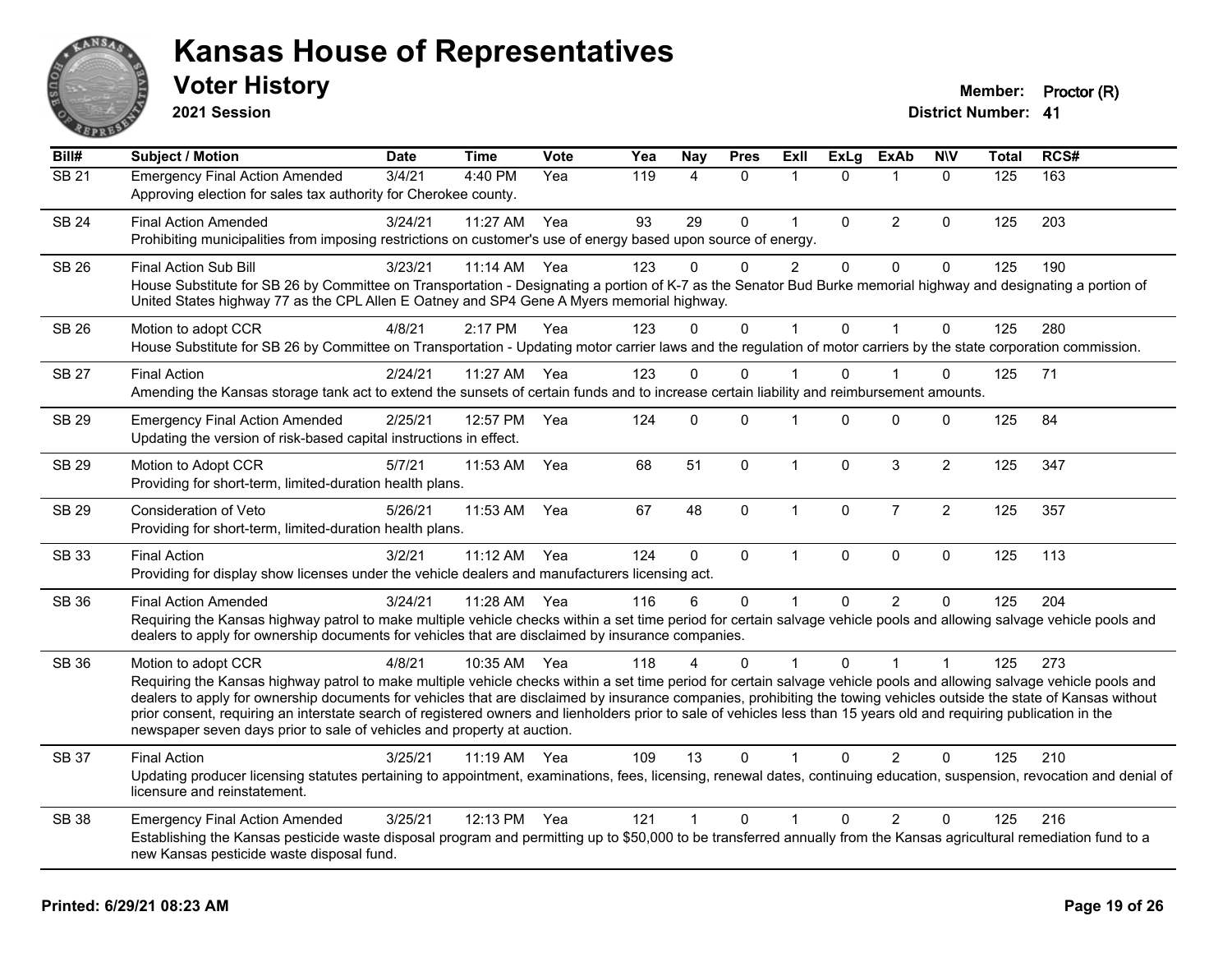# Kansas House of Representatives

## Voter History

**2021 Session**

**Member:** Proctor (R)
**District Number:** 41

| Bill# | Subject / Motion | Date | Time | Vote | Yea | Nay | Pres | ExII | ExLg | ExAb | N\V | Total | RCS# |
|---|---|---|---|---|---|---|---|---|---|---|---|---|---|
| SB 21 | Emergency Final Action Amended | 3/4/21 | 4:40 PM | Yea | 119 | 4 | 0 | 1 | 0 | 1 | 0 | 125 | 163 |
| | Approving election for sales tax authority for Cherokee county. | | | | | | | | | | | | |
| SB 24 | Final Action Amended | 3/24/21 | 11:27 AM | Yea | 93 | 29 | 0 | 1 | 0 | 2 | 0 | 125 | 203 |
| | Prohibiting municipalities from imposing restrictions on customer's use of energy based upon source of energy. | | | | | | | | | | | | |
| SB 26 | Final Action Sub Bill | 3/23/21 | 11:14 AM | Yea | 123 | 0 | 0 | 2 | 0 | 0 | 0 | 125 | 190 |
| | House Substitute for SB 26 by Committee on Transportation - Designating a portion of K-7 as the Senator Bud Burke memorial highway and designating a portion of United States highway 77 as the CPL Allen E Oatney and SP4 Gene A Myers memorial highway. | | | | | | | | | | | | |
| SB 26 | Motion to adopt CCR | 4/8/21 | 2:17 PM | Yea | 123 | 0 | 0 | 1 | 0 | 1 | 0 | 125 | 280 |
| | House Substitute for SB 26 by Committee on Transportation - Updating motor carrier laws and the regulation of motor carriers by the state corporation commission. | | | | | | | | | | | | |
| SB 27 | Final Action | 2/24/21 | 11:27 AM | Yea | 123 | 0 | 0 | 1 | 0 | 1 | 0 | 125 | 71 |
| | Amending the Kansas storage tank act to extend the sunsets of certain funds and to increase certain liability and reimbursement amounts. | | | | | | | | | | | | |
| SB 29 | Emergency Final Action Amended | 2/25/21 | 12:57 PM | Yea | 124 | 0 | 0 | 1 | 0 | 0 | 0 | 125 | 84 |
| | Updating the version of risk-based capital instructions in effect. | | | | | | | | | | | | |
| SB 29 | Motion to Adopt CCR | 5/7/21 | 11:53 AM | Yea | 68 | 51 | 0 | 1 | 0 | 3 | 2 | 125 | 347 |
| | Providing for short-term, limited-duration health plans. | | | | | | | | | | | | |
| SB 29 | Consideration of Veto | 5/26/21 | 11:53 AM | Yea | 67 | 48 | 0 | 1 | 0 | 7 | 2 | 125 | 357 |
| | Providing for short-term, limited-duration health plans. | | | | | | | | | | | | |
| SB 33 | Final Action | 3/2/21 | 11:12 AM | Yea | 124 | 0 | 0 | 1 | 0 | 0 | 0 | 125 | 113 |
| | Providing for display show licenses under the vehicle dealers and manufacturers licensing act. | | | | | | | | | | | | |
| SB 36 | Final Action Amended | 3/24/21 | 11:28 AM | Yea | 116 | 6 | 0 | 1 | 0 | 2 | 0 | 125 | 204 |
| | Requiring the Kansas highway patrol to make multiple vehicle checks within a set time period for certain salvage vehicle pools and allowing salvage vehicle pools and dealers to apply for ownership documents for vehicles that are disclaimed by insurance companies. | | | | | | | | | | | | |
| SB 36 | Motion to adopt CCR | 4/8/21 | 10:35 AM | Yea | 118 | 4 | 0 | 1 | 0 | 1 | 1 | 125 | 273 |
| | Requiring the Kansas highway patrol to make multiple vehicle checks within a set time period for certain salvage vehicle pools and allowing salvage vehicle pools and dealers to apply for ownership documents for vehicles that are disclaimed by insurance companies, prohibiting the towing vehicles outside the state of Kansas without prior consent, requiring an interstate search of registered owners and lienholders prior to sale of vehicles less than 15 years old and requiring publication in the newspaper seven days prior to sale of vehicles and property at auction. | | | | | | | | | | | | |
| SB 37 | Final Action | 3/25/21 | 11:19 AM | Yea | 109 | 13 | 0 | 1 | 0 | 2 | 0 | 125 | 210 |
| | Updating producer licensing statutes pertaining to appointment, examinations, fees, licensing, renewal dates, continuing education, suspension, revocation and denial of licensure and reinstatement. | | | | | | | | | | | | |
| SB 38 | Emergency Final Action Amended | 3/25/21 | 12:13 PM | Yea | 121 | 1 | 0 | 1 | 0 | 2 | 0 | 125 | 216 |
| | Establishing the Kansas pesticide waste disposal program and permitting up to $50,000 to be transferred annually from the Kansas agricultural remediation fund to a new Kansas pesticide waste disposal fund. | | | | | | | | | | | | |

**Printed: 6/29/21 08:23 AM**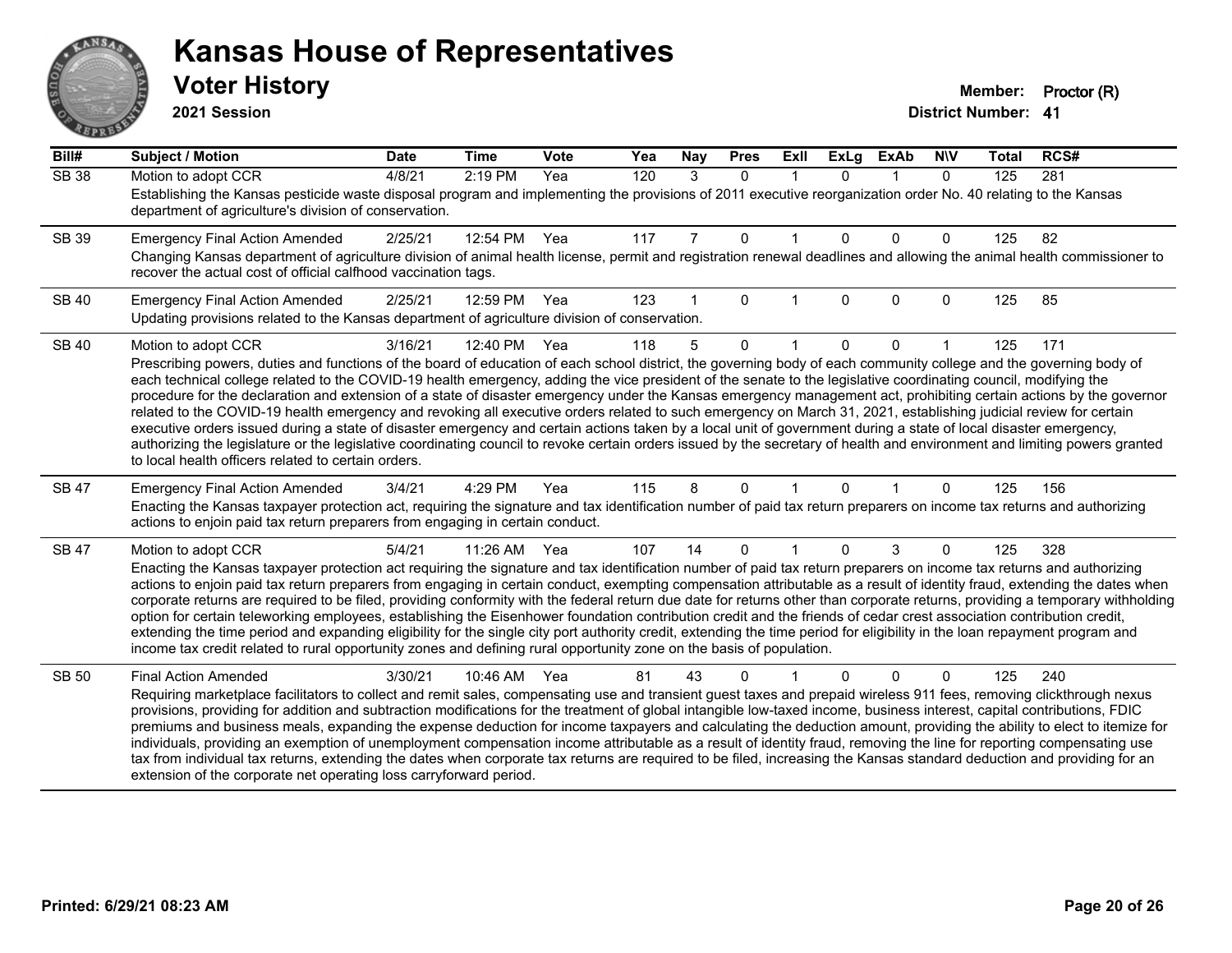# Kansas House of Representatives

## Voter History

**2021 Session**

**Member:** Proctor (R)

**District Number:** 41

| Bill# | Subject / Motion | Date | Time | Vote | Yea | Nay | Pres | ExII | ExLg | ExAb | N\V | Total | RCS# |
|---|---|---|---|---|---|---|---|---|---|---|---|---|---|
| SB 38 | Motion to adopt CCR | 4/8/21 | 2:19 PM | Yea | 120 | 3 | 0 | 1 | 0 | 1 | 0 | 125 | 281 |
| | Establishing the Kansas pesticide waste disposal program and implementing the provisions of 2011 executive reorganization order No. 40 relating to the Kansas department of agriculture's division of conservation. | | | | | | | | | | | | |
| SB 39 | Emergency Final Action Amended | 2/25/21 | 12:54 PM | Yea | 117 | 7 | 0 | 1 | 0 | 0 | 0 | 125 | 82 |
| | Changing Kansas department of agriculture division of animal health license, permit and registration renewal deadlines and allowing the animal health commissioner to recover the actual cost of official calfhood vaccination tags. | | | | | | | | | | | | |
| SB 40 | Emergency Final Action Amended | 2/25/21 | 12:59 PM | Yea | 123 | 1 | 0 | 1 | 0 | 0 | 0 | 125 | 85 |
| | Updating provisions related to the Kansas department of agriculture division of conservation. | | | | | | | | | | | | |
| SB 40 | Motion to adopt CCR | 3/16/21 | 12:40 PM | Yea | 118 | 5 | 0 | 1 | 0 | 0 | 1 | 125 | 171 |
| | Prescribing powers, duties and functions of the board of education of each school district, the governing body of each community college and the governing body of each technical college related to the COVID-19 health emergency, adding the vice president of the senate to the legislative coordinating council, modifying the procedure for the declaration and extension of a state of disaster emergency under the Kansas emergency management act, prohibiting certain actions by the governor related to the COVID-19 health emergency and revoking all executive orders related to such emergency on March 31, 2021, establishing judicial review for certain executive orders issued during a state of disaster emergency and certain actions taken by a local unit of government during a state of local disaster emergency, authorizing the legislature or the legislative coordinating council to revoke certain orders issued by the secretary of health and environment and limiting powers granted to local health officers related to certain orders. | | | | | | | | | | | | |
| SB 47 | Emergency Final Action Amended | 3/4/21 | 4:29 PM | Yea | 115 | 8 | 0 | 1 | 0 | 1 | 0 | 125 | 156 |
| | Enacting the Kansas taxpayer protection act, requiring the signature and tax identification number of paid tax return preparers on income tax returns and authorizing actions to enjoin paid tax return preparers from engaging in certain conduct. | | | | | | | | | | | | |
| SB 47 | Motion to adopt CCR | 5/4/21 | 11:26 AM | Yea | 107 | 14 | 0 | 1 | 0 | 3 | 0 | 125 | 328 |
| | Enacting the Kansas taxpayer protection act requiring the signature and tax identification number of paid tax return preparers on income tax returns and authorizing actions to enjoin paid tax return preparers from engaging in certain conduct, exempting compensation attributable as a result of identity fraud, extending the dates when corporate returns are required to be filed, providing conformity with the federal return due date for returns other than corporate returns, providing a temporary withholding option for certain teleworking employees, establishing the Eisenhower foundation contribution credit and the friends of cedar crest association contribution credit, extending the time period and expanding eligibility for the single city port authority credit, extending the time period for eligibility in the loan repayment program and income tax credit related to rural opportunity zones and defining rural opportunity zone on the basis of population. | | | | | | | | | | | | |
| SB 50 | Final Action Amended | 3/30/21 | 10:46 AM | Yea | 81 | 43 | 0 | 1 | 0 | 0 | 0 | 125 | 240 |
| | Requiring marketplace facilitators to collect and remit sales, compensating use and transient guest taxes and prepaid wireless 911 fees, removing clickthrough nexus provisions, providing for addition and subtraction modifications for the treatment of global intangible low-taxed income, business interest, capital contributions, FDIC premiums and business meals, expanding the expense deduction for income taxpayers and calculating the deduction amount, providing the ability to elect to itemize for individuals, providing an exemption of unemployment compensation income attributable as a result of identity fraud, removing the line for reporting compensating use tax from individual tax returns, extending the dates when corporate tax returns are required to be filed, increasing the Kansas standard deduction and providing for an extension of the corporate net operating loss carryforward period. | | | | | | | | | | | | |

**Printed: 6/29/21 08:23 AM**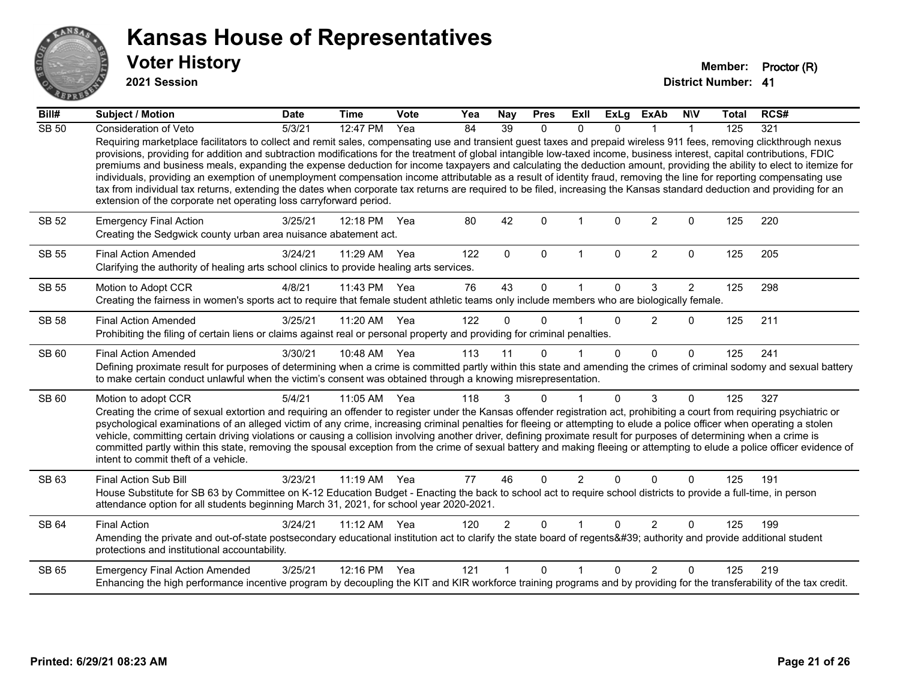# Kansas House of Representatives

## Voter History

**2021 Session**

**Member:** Proctor (R)
**District Number:** 41

| Bill# | Subject / Motion | Date | Time | Vote | Yea | Nay | Pres | ExII | ExLg | ExAb | N\V | Total | RCS# |
|---|---|---|---|---|---|---|---|---|---|---|---|---|---|
| SB 50 | Consideration of Veto | 5/3/21 | 12:47 PM | Yea | 84 | 39 | 0 | 0 | 0 | 1 | 1 | 125 | 321 |
| | Requiring marketplace facilitators to collect and remit sales, compensating use and transient guest taxes and prepaid wireless 911 fees, removing clickthrough nexus provisions, providing for addition and subtraction modifications for the treatment of global intangible low-taxed income, business interest, capital contributions, FDIC premiums and business meals, expanding the expense deduction for income taxpayers and calculating the deduction amount, providing the ability to elect to itemize for individuals, providing an exemption of unemployment compensation income attributable as a result of identity fraud, removing the line for reporting compensating use tax from individual tax returns, extending the dates when corporate tax returns are required to be filed, increasing the Kansas standard deduction and providing for an extension of the corporate net operating loss carryforward period. | | | | | | | | | | | | |
| SB 52 | Emergency Final Action | 3/25/21 | 12:18 PM | Yea | 80 | 42 | 0 | 1 | 0 | 2 | 0 | 125 | 220 |
| | Creating the Sedgwick county urban area nuisance abatement act. | | | | | | | | | | | | |
| SB 55 | Final Action Amended | 3/24/21 | 11:29 AM | Yea | 122 | 0 | 0 | 1 | 0 | 2 | 0 | 125 | 205 |
| | Clarifying the authority of healing arts school clinics to provide healing arts services. | | | | | | | | | | | | |
| SB 55 | Motion to Adopt CCR | 4/8/21 | 11:43 PM | Yea | 76 | 43 | 0 | 1 | 0 | 3 | 2 | 125 | 298 |
| | Creating the fairness in women's sports act to require that female student athletic teams only include members who are biologically female. | | | | | | | | | | | | |
| SB 58 | Final Action Amended | 3/25/21 | 11:20 AM | Yea | 122 | 0 | 0 | 1 | 0 | 2 | 0 | 125 | 211 |
| | Prohibiting the filing of certain liens or claims against real or personal property and providing for criminal penalties. | | | | | | | | | | | | |
| SB 60 | Final Action Amended | 3/30/21 | 10:48 AM | Yea | 113 | 11 | 0 | 1 | 0 | 0 | 0 | 125 | 241 |
| | Defining proximate result for purposes of determining when a crime is committed partly within this state and amending the crimes of criminal sodomy and sexual battery to make certain conduct unlawful when the victim's consent was obtained through a knowing misrepresentation. | | | | | | | | | | | | |
| SB 60 | Motion to adopt CCR | 5/4/21 | 11:05 AM | Yea | 118 | 3 | 0 | 1 | 0 | 3 | 0 | 125 | 327 |
| | Creating the crime of sexual extortion and requiring an offender to register under the Kansas offender registration act, prohibiting a court from requiring psychiatric or psychological examinations of an alleged victim of any crime, increasing criminal penalties for fleeing or attempting to elude a police officer when operating a stolen vehicle, committing certain driving violations or causing a collision involving another driver, defining proximate result for purposes of determining when a crime is committed partly within this state, removing the spousal exception from the crime of sexual battery and making fleeing or attempting to elude a police officer evidence of intent to commit theft of a vehicle. | | | | | | | | | | | | |
| SB 63 | Final Action Sub Bill | 3/23/21 | 11:19 AM | Yea | 77 | 46 | 0 | 2 | 0 | 0 | 0 | 125 | 191 |
| | House Substitute for SB 63 by Committee on K-12 Education Budget - Enacting the back to school act to require school districts to provide a full-time, in person attendance option for all students beginning March 31, 2021, for school year 2020-2021. | | | | | | | | | | | | |
| SB 64 | Final Action | 3/24/21 | 11:12 AM | Yea | 120 | 2 | 0 | 1 | 0 | 2 | 0 | 125 | 199 |
| | Amending the private and out-of-state postsecondary educational institution act to clarify the state board of regents&#39; authority and provide additional student protections and institutional accountability. | | | | | | | | | | | | |
| SB 65 | Emergency Final Action Amended | 3/25/21 | 12:16 PM | Yea | 121 | 1 | 0 | 1 | 0 | 2 | 0 | 125 | 219 |
| | Enhancing the high performance incentive program by decoupling the KIT and KIR workforce training programs and by providing for the transferability of the tax credit. | | | | | | | | | | | | |

**Printed: 6/29/21 08:23 AM**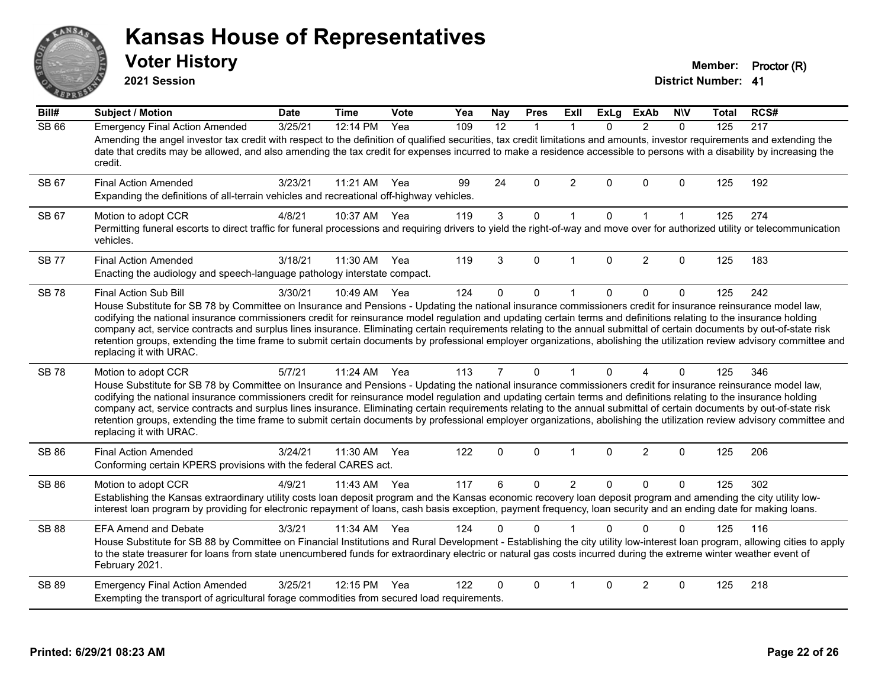# Kansas House of Representatives

## Voter History

**2021 Session**

**Member:** Proctor (R)
**District Number:** 41

| Bill# | Subject / Motion | Date | Time | Vote | Yea | Nay | Pres | ExII | ExLg | ExAb | N\V | Total | RCS# |
|---|---|---|---|---|---|---|---|---|---|---|---|---|---|
| SB 66 | Emergency Final Action Amended | 3/25/21 | 12:14 PM | Yea | 109 | 12 | 1 | 1 | 0 | 2 | 0 | 125 | 217 |
| | Amending the angel investor tax credit with respect to the definition of qualified securities, tax credit limitations and amounts, investor requirements and extending the date that credits may be allowed, and also amending the tax credit for expenses incurred to make a residence accessible to persons with a disability by increasing the credit. | | | | | | | | | | | | |
| SB 67 | Final Action Amended | 3/23/21 | 11:21 AM | Yea | 99 | 24 | 0 | 2 | 0 | 0 | 0 | 125 | 192 |
| | Expanding the definitions of all-terrain vehicles and recreational off-highway vehicles. | | | | | | | | | | | | |
| SB 67 | Motion to adopt CCR | 4/8/21 | 10:37 AM | Yea | 119 | 3 | 0 | 1 | 0 | 1 | 1 | 125 | 274 |
| | Permitting funeral escorts to direct traffic for funeral processions and requiring drivers to yield the right-of-way and move over for authorized utility or telecommunication vehicles. | | | | | | | | | | | | |
| SB 77 | Final Action Amended | 3/18/21 | 11:30 AM | Yea | 119 | 3 | 0 | 1 | 0 | 2 | 0 | 125 | 183 |
| | Enacting the audiology and speech-language pathology interstate compact. | | | | | | | | | | | | |
| SB 78 | Final Action Sub Bill | 3/30/21 | 10:49 AM | Yea | 124 | 0 | 0 | 1 | 0 | 0 | 0 | 125 | 242 |
| | House Substitute for SB 78 by Committee on Insurance and Pensions - Updating the national insurance commissioners credit for insurance reinsurance model law, codifying the national insurance commissioners credit for reinsurance model regulation and updating certain terms and definitions relating to the insurance holding company act, service contracts and surplus lines insurance. Eliminating certain requirements relating to the annual submittal of certain documents by out-of-state risk retention groups, extending the time frame to submit certain documents by professional employer organizations, abolishing the utilization review advisory committee and replacing it with URAC. | | | | | | | | | | | | |
| SB 78 | Motion to adopt CCR | 5/7/21 | 11:24 AM | Yea | 113 | 7 | 0 | 1 | 0 | 4 | 0 | 125 | 346 |
| | House Substitute for SB 78 by Committee on Insurance and Pensions - Updating the national insurance commissioners credit for insurance reinsurance model law, codifying the national insurance commissioners credit for reinsurance model regulation and updating certain terms and definitions relating to the insurance holding company act, service contracts and surplus lines insurance. Eliminating certain requirements relating to the annual submittal of certain documents by out-of-state risk retention groups, extending the time frame to submit certain documents by professional employer organizations, abolishing the utilization review advisory committee and replacing it with URAC. | | | | | | | | | | | | |
| SB 86 | Final Action Amended | 3/24/21 | 11:30 AM | Yea | 122 | 0 | 0 | 1 | 0 | 2 | 0 | 125 | 206 |
| | Conforming certain KPERS provisions with the federal CARES act. | | | | | | | | | | | | |
| SB 86 | Motion to adopt CCR | 4/9/21 | 11:43 AM | Yea | 117 | 6 | 0 | 2 | 0 | 0 | 0 | 125 | 302 |
| | Establishing the Kansas extraordinary utility costs loan deposit program and the Kansas economic recovery loan deposit program and amending the city utility low-interest loan program by providing for electronic repayment of loans, cash basis exception, payment frequency, loan security and an ending date for making loans. | | | | | | | | | | | | |
| SB 88 | EFA Amend and Debate | 3/3/21 | 11:34 AM | Yea | 124 | 0 | 0 | 1 | 0 | 0 | 0 | 125 | 116 |
| | House Substitute for SB 88 by Committee on Financial Institutions and Rural Development - Establishing the city utility low-interest loan program, allowing cities to apply to the state treasurer for loans from state unencumbered funds for extraordinary electric or natural gas costs incurred during the extreme winter weather event of February 2021. | | | | | | | | | | | | |
| SB 89 | Emergency Final Action Amended | 3/25/21 | 12:15 PM | Yea | 122 | 0 | 0 | 1 | 0 | 2 | 0 | 125 | 218 |
| | Exempting the transport of agricultural forage commodities from secured load requirements. | | | | | | | | | | | | |

**Printed: 6/29/21 08:23 AM**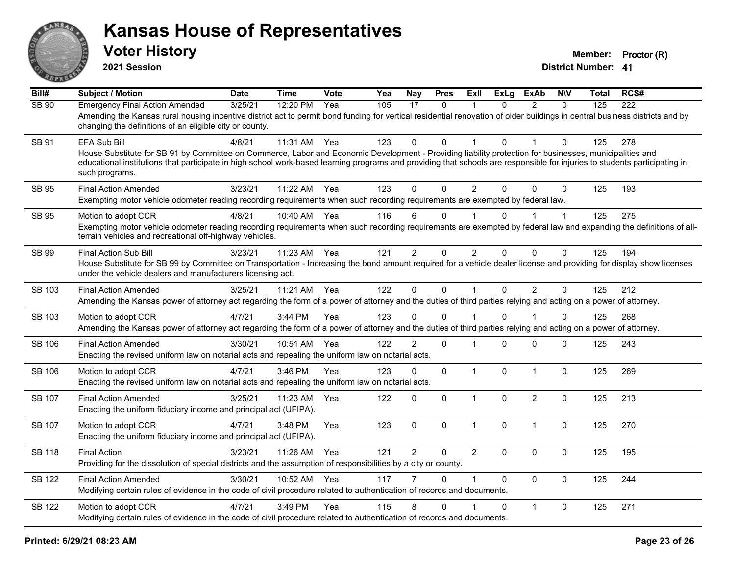# Kansas House of Representatives

## Voter History

**2021 Session**

**Member:** Proctor (R)
**District Number:** 41

| Bill# | Subject / Motion | Date | Time | Vote | Yea | Nay | Pres | ExII | ExLg | ExAb | N\V | Total | RCS# |
|---|---|---|---|---|---|---|---|---|---|---|---|---|---|
| SB 90 | Emergency Final Action Amended | 3/25/21 | 12:20 PM | Yea | 105 | 17 | 0 | 1 | 0 | 2 | 0 | 125 | 222 |
| | Amending the Kansas rural housing incentive district act to permit bond funding for vertical residential renovation of older buildings in central business districts and by changing the definitions of an eligible city or county. | | | | | | | | | | | | |
| SB 91 | EFA Sub Bill | 4/8/21 | 11:31 AM | Yea | 123 | 0 | 0 | 1 | 0 | 1 | 0 | 125 | 278 |
| | House Substitute for SB 91 by Committee on Commerce, Labor and Economic Development - Providing liability protection for businesses, municipalities and educational institutions that participate in high school work-based learning programs and providing that schools are responsible for injuries to students participating in such programs. | | | | | | | | | | | | |
| SB 95 | Final Action Amended | 3/23/21 | 11:22 AM | Yea | 123 | 0 | 0 | 2 | 0 | 0 | 0 | 125 | 193 |
| | Exempting motor vehicle odometer reading recording requirements when such recording requirements are exempted by federal law. | | | | | | | | | | | | |
| SB 95 | Motion to adopt CCR | 4/8/21 | 10:40 AM | Yea | 116 | 6 | 0 | 1 | 0 | 1 | 1 | 125 | 275 |
| | Exempting motor vehicle odometer reading recording requirements when such recording requirements are exempted by federal law and expanding the definitions of all-terrain vehicles and recreational off-highway vehicles. | | | | | | | | | | | | |
| SB 99 | Final Action Sub Bill | 3/23/21 | 11:23 AM | Yea | 121 | 2 | 0 | 2 | 0 | 0 | 0 | 125 | 194 |
| | House Substitute for SB 99 by Committee on Transportation - Increasing the bond amount required for a vehicle dealer license and providing for display show licenses under the vehicle dealers and manufacturers licensing act. | | | | | | | | | | | | |
| SB 103 | Final Action Amended | 3/25/21 | 11:21 AM | Yea | 122 | 0 | 0 | 1 | 0 | 2 | 0 | 125 | 212 |
| | Amending the Kansas power of attorney act regarding the form of a power of attorney and the duties of third parties relying and acting on a power of attorney. | | | | | | | | | | | | |
| SB 103 | Motion to adopt CCR | 4/7/21 | 3:44 PM | Yea | 123 | 0 | 0 | 1 | 0 | 1 | 0 | 125 | 268 |
| | Amending the Kansas power of attorney act regarding the form of a power of attorney and the duties of third parties relying and acting on a power of attorney. | | | | | | | | | | | | |
| SB 106 | Final Action Amended | 3/30/21 | 10:51 AM | Yea | 122 | 2 | 0 | 1 | 0 | 0 | 0 | 125 | 243 |
| | Enacting the revised uniform law on notarial acts and repealing the uniform law on notarial acts. | | | | | | | | | | | | |
| SB 106 | Motion to adopt CCR | 4/7/21 | 3:46 PM | Yea | 123 | 0 | 0 | 1 | 0 | 1 | 0 | 125 | 269 |
| | Enacting the revised uniform law on notarial acts and repealing the uniform law on notarial acts. | | | | | | | | | | | | |
| SB 107 | Final Action Amended | 3/25/21 | 11:23 AM | Yea | 122 | 0 | 0 | 1 | 0 | 2 | 0 | 125 | 213 |
| | Enacting the uniform fiduciary income and principal act (UFIPA). | | | | | | | | | | | | |
| SB 107 | Motion to adopt CCR | 4/7/21 | 3:48 PM | Yea | 123 | 0 | 0 | 1 | 0 | 1 | 0 | 125 | 270 |
| | Enacting the uniform fiduciary income and principal act (UFIPA). | | | | | | | | | | | | |
| SB 118 | Final Action | 3/23/21 | 11:26 AM | Yea | 121 | 2 | 0 | 2 | 0 | 0 | 0 | 125 | 195 |
| | Providing for the dissolution of special districts and the assumption of responsibilities by a city or county. | | | | | | | | | | | | |
| SB 122 | Final Action Amended | 3/30/21 | 10:52 AM | Yea | 117 | 7 | 0 | 1 | 0 | 0 | 0 | 125 | 244 |
| | Modifying certain rules of evidence in the code of civil procedure related to authentication of records and documents. | | | | | | | | | | | | |
| SB 122 | Motion to adopt CCR | 4/7/21 | 3:49 PM | Yea | 115 | 8 | 0 | 1 | 0 | 1 | 0 | 125 | 271 |
| | Modifying certain rules of evidence in the code of civil procedure related to authentication of records and documents. | | | | | | | | | | | | |

Printed: 6/29/21 08:23 AM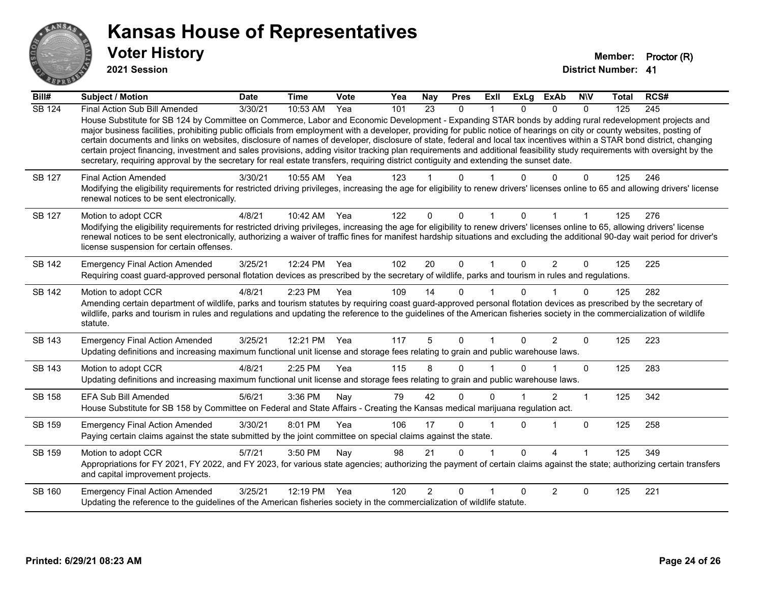# Kansas House of Representatives

## Voter History

**2021 Session**

**Member:** Proctor (R)
**District Number:** 41

| Bill# | Subject / Motion | Date | Time | Vote | Yea | Nay | Pres | ExII | ExLg | ExAb | N\V | Total | RCS# |
|---|---|---|---|---|---|---|---|---|---|---|---|---|---|
| SB 124 | Final Action Sub Bill Amended | 3/30/21 | 10:53 AM | Yea | 101 | 23 | 0 | 1 | 0 | 0 | 0 | 125 | 245 |
| | House Substitute for SB 124 by Committee on Commerce, Labor and Economic Development - Expanding STAR bonds by adding rural redevelopment projects and major business facilities, prohibiting public officials from employment with a developer, providing for public notice of hearings on city or county websites, posting of certain documents and links on websites, disclosure of names of developer, disclosure of state, federal and local tax incentives within a STAR bond district, changing certain project financing, investment and sales provisions, adding visitor tracking plan requirements and additional feasibility study requirements with oversight by the secretary, requiring approval by the secretary for real estate transfers, requiring district contiguity and extending the sunset date. | | | | | | | | | | | | |
| SB 127 | Final Action Amended | 3/30/21 | 10:55 AM | Yea | 123 | 1 | 0 | 1 | 0 | 0 | 0 | 125 | 246 |
| | Modifying the eligibility requirements for restricted driving privileges, increasing the age for eligibility to renew drivers' licenses online to 65 and allowing drivers' license renewal notices to be sent electronically. | | | | | | | | | | | | |
| SB 127 | Motion to adopt CCR | 4/8/21 | 10:42 AM | Yea | 122 | 0 | 0 | 1 | 0 | 1 | 1 | 125 | 276 |
| | Modifying the eligibility requirements for restricted driving privileges, increasing the age for eligibility to renew drivers' licenses online to 65, allowing drivers' license renewal notices to be sent electronically, authorizing a waiver of traffic fines for manifest hardship situations and excluding the additional 90-day wait period for driver's license suspension for certain offenses. | | | | | | | | | | | | |
| SB 142 | Emergency Final Action Amended | 3/25/21 | 12:24 PM | Yea | 102 | 20 | 0 | 1 | 0 | 2 | 0 | 125 | 225 |
| | Requiring coast guard-approved personal flotation devices as prescribed by the secretary of wildlife, parks and tourism in rules and regulations. | | | | | | | | | | | | |
| SB 142 | Motion to adopt CCR | 4/8/21 | 2:23 PM | Yea | 109 | 14 | 0 | 1 | 0 | 1 | 0 | 125 | 282 |
| | Amending certain department of wildlife, parks and tourism statutes by requiring coast guard-approved personal flotation devices as prescribed by the secretary of wildlife, parks and tourism in rules and regulations and updating the reference to the guidelines of the American fisheries society in the commercialization of wildlife statute. | | | | | | | | | | | | |
| SB 143 | Emergency Final Action Amended | 3/25/21 | 12:21 PM | Yea | 117 | 5 | 0 | 1 | 0 | 2 | 0 | 125 | 223 |
| | Updating definitions and increasing maximum functional unit license and storage fees relating to grain and public warehouse laws. | | | | | | | | | | | | |
| SB 143 | Motion to adopt CCR | 4/8/21 | 2:25 PM | Yea | 115 | 8 | 0 | 1 | 0 | 1 | 0 | 125 | 283 |
| | Updating definitions and increasing maximum functional unit license and storage fees relating to grain and public warehouse laws. | | | | | | | | | | | | |
| SB 158 | EFA Sub Bill Amended | 5/6/21 | 3:36 PM | Nay | 79 | 42 | 0 | 0 | 1 | 2 | 1 | 125 | 342 |
| | House Substitute for SB 158 by Committee on Federal and State Affairs - Creating the Kansas medical marijuana regulation act. | | | | | | | | | | | | |
| SB 159 | Emergency Final Action Amended | 3/30/21 | 8:01 PM | Yea | 106 | 17 | 0 | 1 | 0 | 1 | 0 | 125 | 258 |
| | Paying certain claims against the state submitted by the joint committee on special claims against the state. | | | | | | | | | | | | |
| SB 159 | Motion to adopt CCR | 5/7/21 | 3:50 PM | Nay | 98 | 21 | 0 | 1 | 0 | 4 | 1 | 125 | 349 |
| | Appropriations for FY 2021, FY 2022, and FY 2023, for various state agencies; authorizing the payment of certain claims against the state; authorizing certain transfers and capital improvement projects. | | | | | | | | | | | | |
| SB 160 | Emergency Final Action Amended | 3/25/21 | 12:19 PM | Yea | 120 | 2 | 0 | 1 | 0 | 2 | 0 | 125 | 221 |
| | Updating the reference to the guidelines of the American fisheries society in the commercialization of wildlife statute. | | | | | | | | | | | | |

Printed: 6/29/21 08:23 AM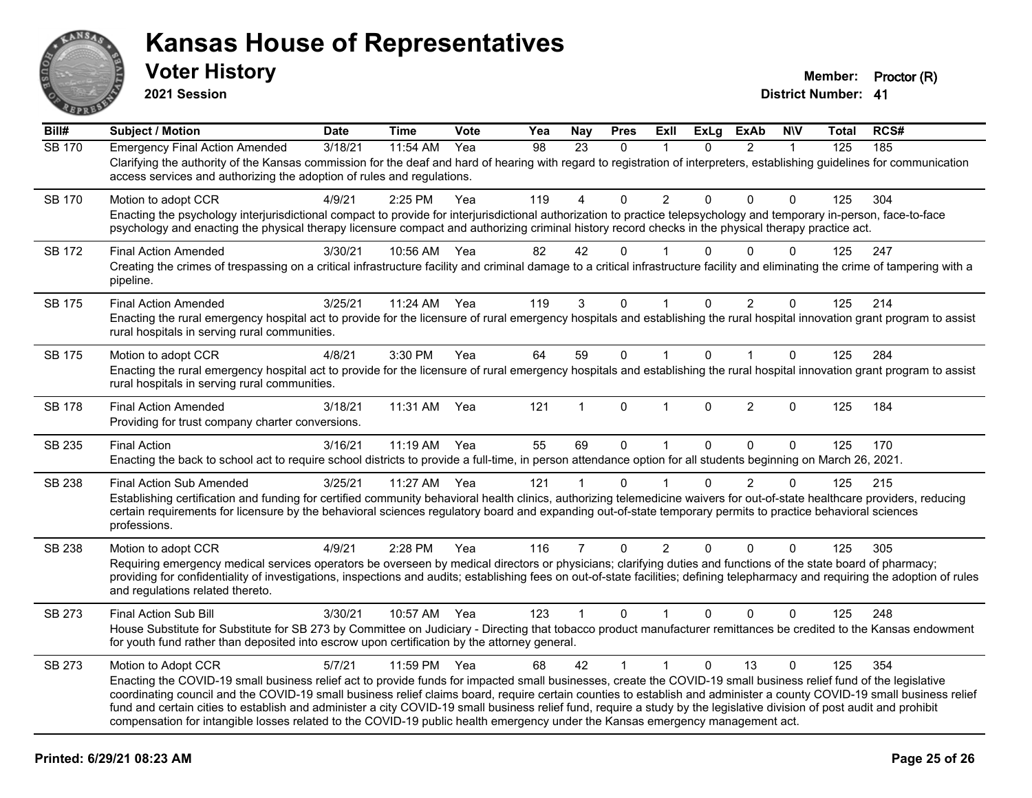# Kansas House of Representatives

## Voter History

**2021 Session**

**Member:** Proctor (R)
**District Number:** 41

| Bill# | Subject / Motion | Date | Time | Vote | Yea | Nay | Pres | ExII | ExLg | ExAb | N\V | Total | RCS# |
|---|---|---|---|---|---|---|---|---|---|---|---|---|---|
| SB 170 | Emergency Final Action Amended | 3/18/21 | 11:54 AM | Yea | 98 | 23 | 0 | 1 | 0 | 2 | 1 | 125 | 185 |
| | Clarifying the authority of the Kansas commission for the deaf and hard of hearing with regard to registration of interpreters, establishing guidelines for communication access services and authorizing the adoption of rules and regulations. | | | | | | | | | | | | |
| SB 170 | Motion to adopt CCR | 4/9/21 | 2:25 PM | Yea | 119 | 4 | 0 | 2 | 0 | 0 | 0 | 125 | 304 |
| | Enacting the psychology interjurisdictional compact to provide for interjurisdictional authorization to practice telepsychology and temporary in-person, face-to-face psychology and enacting the physical therapy licensure compact and authorizing criminal history record checks in the physical therapy practice act. | | | | | | | | | | | | |
| SB 172 | Final Action Amended | 3/30/21 | 10:56 AM | Yea | 82 | 42 | 0 | 1 | 0 | 0 | 0 | 125 | 247 |
| | Creating the crimes of trespassing on a critical infrastructure facility and criminal damage to a critical infrastructure facility and eliminating the crime of tampering with a pipeline. | | | | | | | | | | | | |
| SB 175 | Final Action Amended | 3/25/21 | 11:24 AM | Yea | 119 | 3 | 0 | 1 | 0 | 2 | 0 | 125 | 214 |
| | Enacting the rural emergency hospital act to provide for the licensure of rural emergency hospitals and establishing the rural hospital innovation grant program to assist rural hospitals in serving rural communities. | | | | | | | | | | | | |
| SB 175 | Motion to adopt CCR | 4/8/21 | 3:30 PM | Yea | 64 | 59 | 0 | 1 | 0 | 1 | 0 | 125 | 284 |
| | Enacting the rural emergency hospital act to provide for the licensure of rural emergency hospitals and establishing the rural hospital innovation grant program to assist rural hospitals in serving rural communities. | | | | | | | | | | | | |
| SB 178 | Final Action Amended | 3/18/21 | 11:31 AM | Yea | 121 | 1 | 0 | 1 | 0 | 2 | 0 | 125 | 184 |
| | Providing for trust company charter conversions. | | | | | | | | | | | | |
| SB 235 | Final Action | 3/16/21 | 11:19 AM | Yea | 55 | 69 | 0 | 1 | 0 | 0 | 0 | 125 | 170 |
| | Enacting the back to school act to require school districts to provide a full-time, in person attendance option for all students beginning on March 26, 2021. | | | | | | | | | | | | |
| SB 238 | Final Action Sub Amended | 3/25/21 | 11:27 AM | Yea | 121 | 1 | 0 | 1 | 0 | 2 | 0 | 125 | 215 |
| | Establishing certification and funding for certified community behavioral health clinics, authorizing telemedicine waivers for out-of-state healthcare providers, reducing certain requirements for licensure by the behavioral sciences regulatory board and expanding out-of-state temporary permits to practice behavioral sciences professions. | | | | | | | | | | | | |
| SB 238 | Motion to adopt CCR | 4/9/21 | 2:28 PM | Yea | 116 | 7 | 0 | 2 | 0 | 0 | 0 | 125 | 305 |
| | Requiring emergency medical services operators be overseen by medical directors or physicians; clarifying duties and functions of the state board of pharmacy; providing for confidentiality of investigations, inspections and audits; establishing fees on out-of-state facilities; defining telepharmacy and requiring the adoption of rules and regulations related thereto. | | | | | | | | | | | | |
| SB 273 | Final Action Sub Bill | 3/30/21 | 10:57 AM | Yea | 123 | 1 | 0 | 1 | 0 | 0 | 0 | 125 | 248 |
| | House Substitute for Substitute for SB 273 by Committee on Judiciary - Directing that tobacco product manufacturer remittances be credited to the Kansas endowment for youth fund rather than deposited into escrow upon certification by the attorney general. | | | | | | | | | | | | |
| SB 273 | Motion to Adopt CCR | 5/7/21 | 11:59 PM | Yea | 68 | 42 | 1 | 1 | 0 | 13 | 0 | 125 | 354 |
| | Enacting the COVID-19 small business relief act to provide funds for impacted small businesses, create the COVID-19 small business relief fund of the legislative coordinating council and the COVID-19 small business relief claims board, require certain counties to establish and administer a county COVID-19 small business relief fund and certain cities to establish and administer a city COVID-19 small business relief fund, require a study by the legislative division of post audit and prohibit compensation for intangible losses related to the COVID-19 public health emergency under the Kansas emergency management act. | | | | | | | | | | | | |

**Printed: 6/29/21 08:23 AM**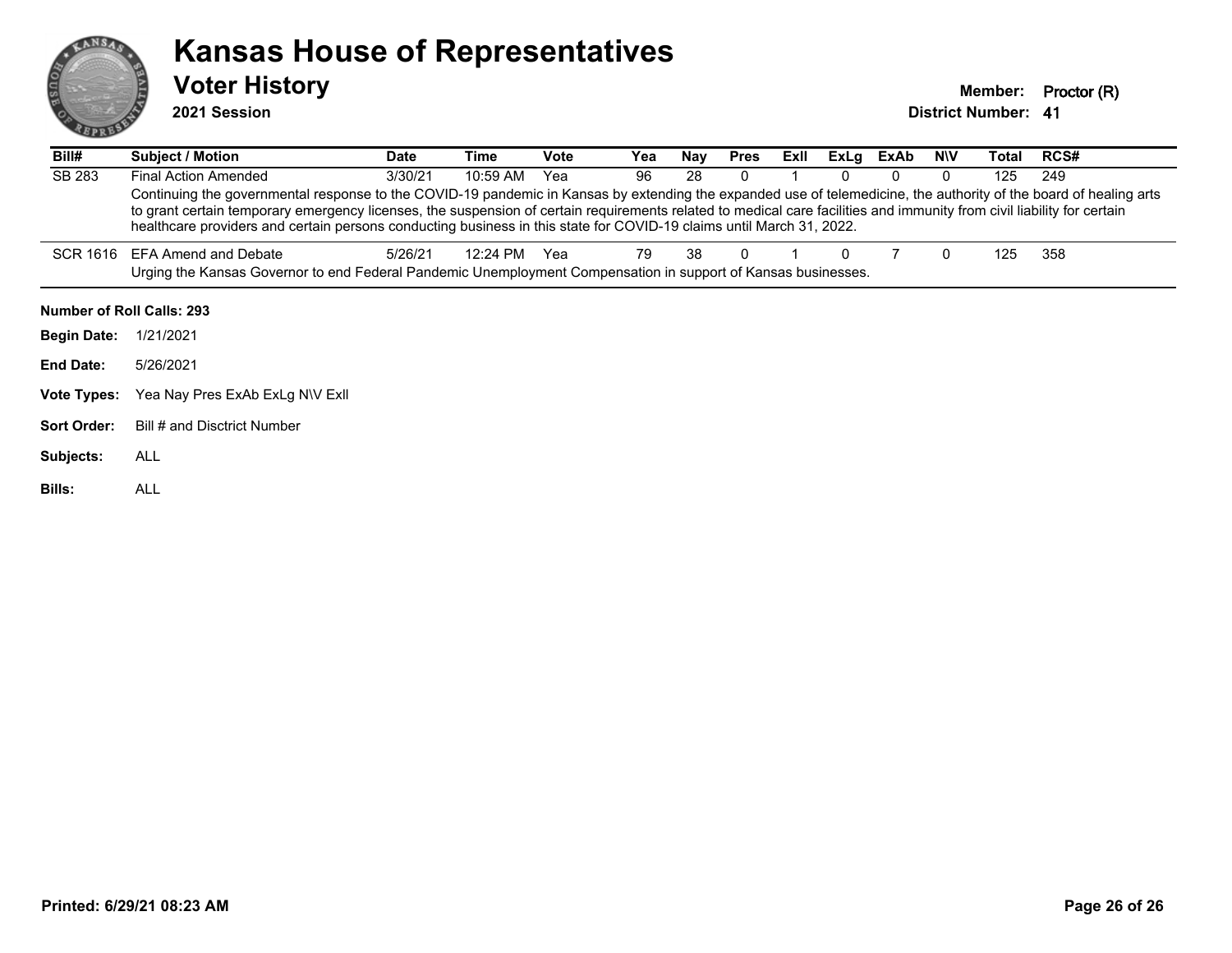# Kansas House of Representatives

## Voter History

**2021 Session**

**Member:** Proctor (R)
**District Number:** 41

| Bill# | Subject / Motion | Date | Time | Vote | Yea | Nay | Pres | ExII | ExLg | ExAb | N\V | Total | RCS# |
|---|---|---|---|---|---|---|---|---|---|---|---|---|---|
| SB 283 | Final Action Amended | 3/30/21 | 10:59 AM | Yea | 96 | 28 | 0 | 1 | 0 | 0 | 0 | 125 | 249 |
| | Continuing the governmental response to the COVID-19 pandemic in Kansas by extending the expanded use of telemedicine, the authority of the board of healing arts to grant certain temporary emergency licenses, the suspension of certain requirements related to medical care facilities and immunity from civil liability for certain healthcare providers and certain persons conducting business in this state for COVID-19 claims until March 31, 2022. | | | | | | | | | | | | |
| SCR 1616 | EFA Amend and Debate | 5/26/21 | 12:24 PM | Yea | 79 | 38 | 0 | 1 | 0 | 7 | 0 | 125 | 358 |
| | Urging the Kansas Governor to end Federal Pandemic Unemployment Compensation in support of Kansas businesses. | | | | | | | | | | | | |

**Number of Roll Calls: 293**

**Begin Date:** 1/21/2021

**End Date:** 5/26/2021

**Vote Types:** Yea Nay Pres ExAb ExLg N\V ExII

**Sort Order:** Bill # and Disctrict Number

**Subjects:** ALL

**Bills:** ALL

**Printed: 6/29/21 08:23 AM**